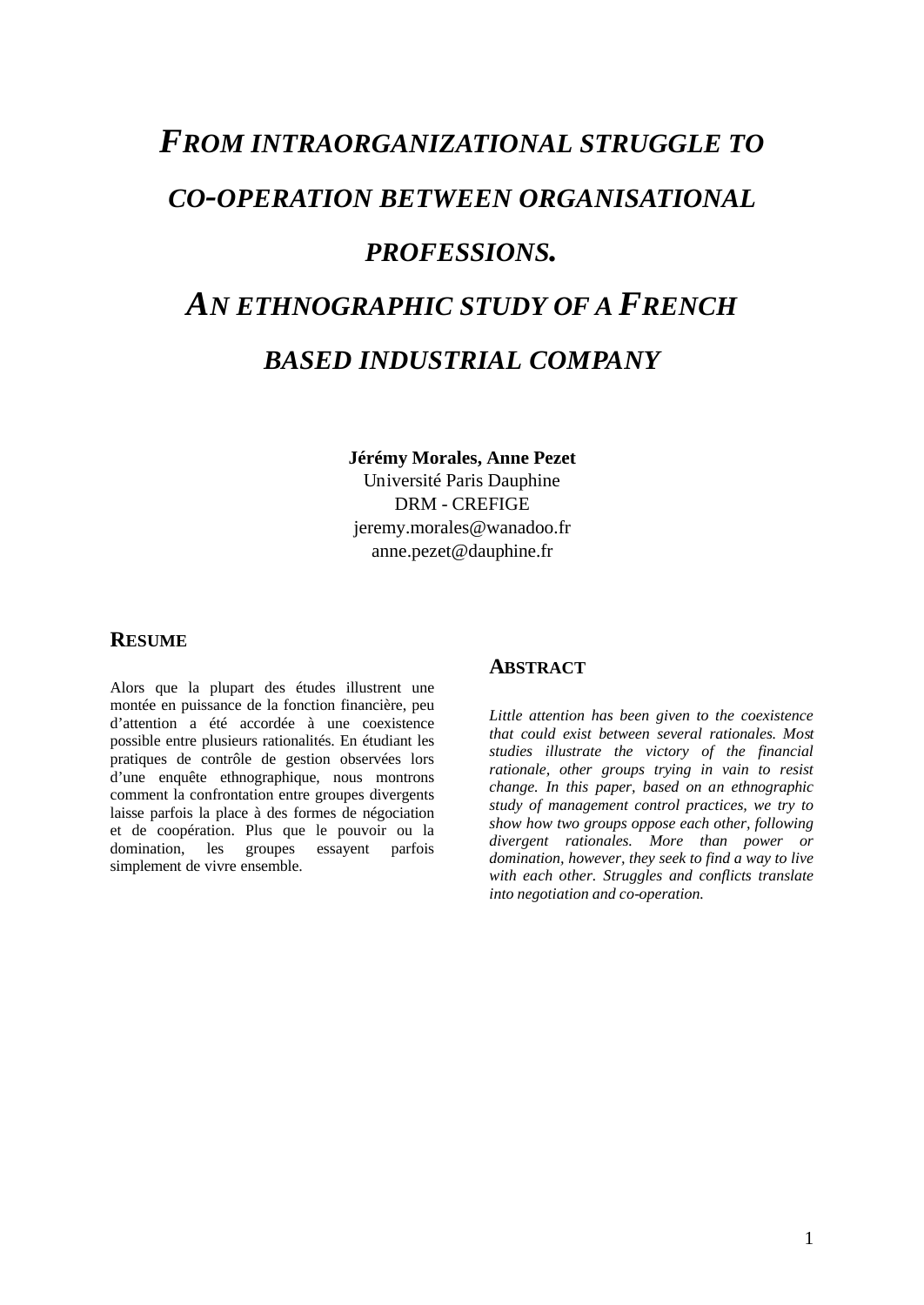# *FROM INTRAORGANIZATIONAL STRUGGLE TO CO-OPERATION BETWEEN ORGANISATIONAL PROFESSIONS.*

# *AN ETHNOGRAPHIC STUDY OF A FRENCH BASED INDUSTRIAL COMPANY*

**Jérémy Morales, Anne Pezet**
Université Paris Dauphine
DRM - CREFIGE
jeremy.morales@wanadoo.fr
anne.pezet@dauphine.fr

## RESUME

Alors que la plupart des études illustrent une montée en puissance de la fonction financière, peu d'attention a été accordée à une coexistence possible entre plusieurs rationalités. En étudiant les pratiques de contrôle de gestion observées lors d'une enquête ethnographique, nous montrons comment la confrontation entre groupes divergents laisse parfois la place à des formes de négociation et de coopération. Plus que le pouvoir ou la domination, les groupes essayent parfois simplement de vivre ensemble.

## ABSTRACT

*Little attention has been given to the coexistence that could exist between several rationales. Most studies illustrate the victory of the financial rationale, other groups trying in vain to resist change. In this paper, based on an ethnographic study of management control practices, we try to show how two groups oppose each other, following divergent rationales. More than power or domination, however, they seek to find a way to live with each other. Struggles and conflicts translate into negotiation and co-operation.*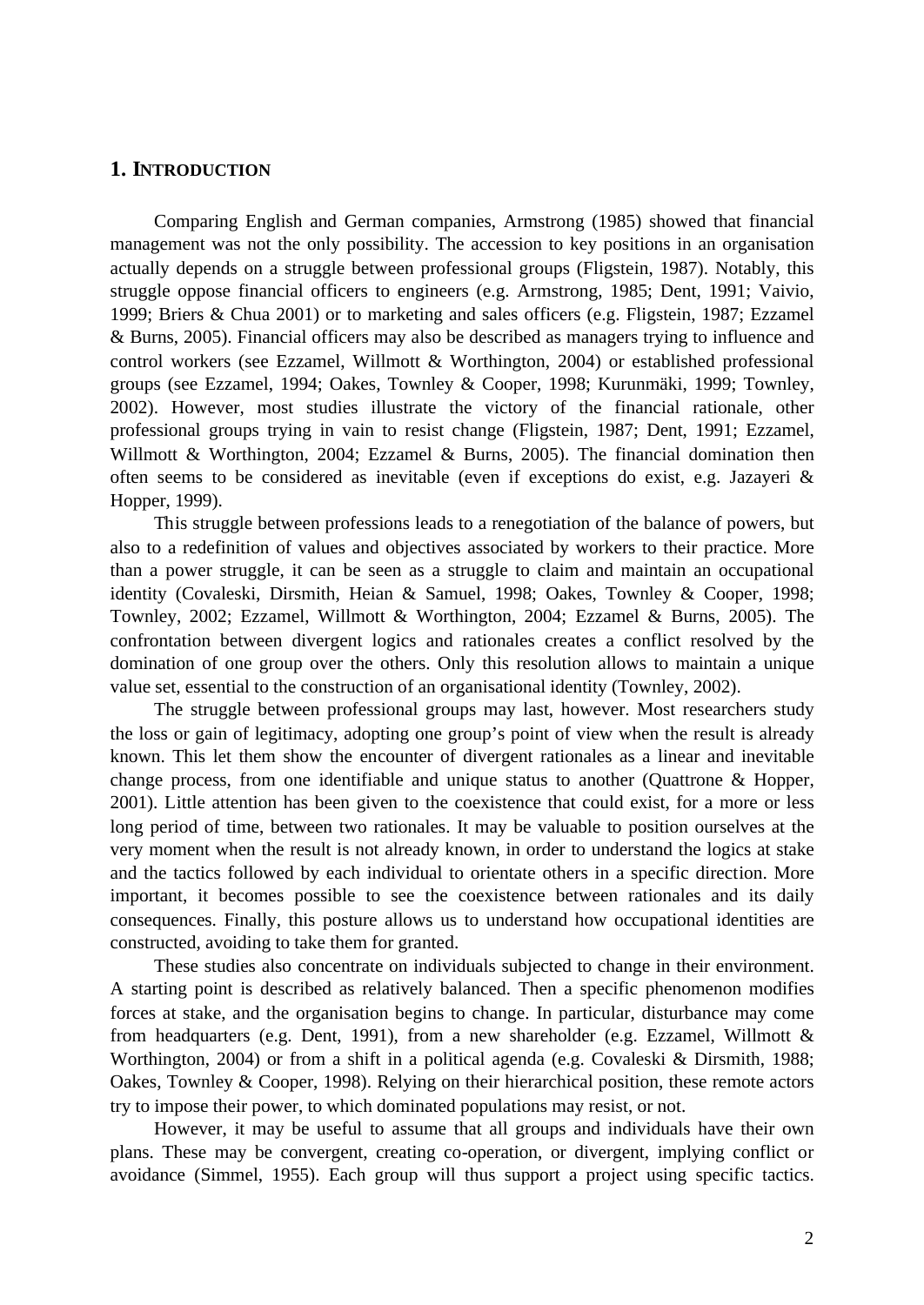# 1. Introduction

Comparing English and German companies, Armstrong (1985) showed that financial management was not the only possibility. The accession to key positions in an organisation actually depends on a struggle between professional groups (Fligstein, 1987). Notably, this struggle oppose financial officers to engineers (e.g. Armstrong, 1985; Dent, 1991; Vaivio, 1999; Briers & Chua 2001) or to marketing and sales officers (e.g. Fligstein, 1987; Ezzamel & Burns, 2005). Financial officers may also be described as managers trying to influence and control workers (see Ezzamel, Willmott & Worthington, 2004) or established professional groups (see Ezzamel, 1994; Oakes, Townley & Cooper, 1998; Kurunmäki, 1999; Townley, 2002). However, most studies illustrate the victory of the financial rationale, other professional groups trying in vain to resist change (Fligstein, 1987; Dent, 1991; Ezzamel, Willmott & Worthington, 2004; Ezzamel & Burns, 2005). The financial domination then often seems to be considered as inevitable (even if exceptions do exist, e.g. Jazayeri & Hopper, 1999).

This struggle between professions leads to a renegotiation of the balance of powers, but also to a redefinition of values and objectives associated by workers to their practice. More than a power struggle, it can be seen as a struggle to claim and maintain an occupational identity (Covaleski, Dirsmith, Heian & Samuel, 1998; Oakes, Townley & Cooper, 1998; Townley, 2002; Ezzamel, Willmott & Worthington, 2004; Ezzamel & Burns, 2005). The confrontation between divergent logics and rationales creates a conflict resolved by the domination of one group over the others. Only this resolution allows to maintain a unique value set, essential to the construction of an organisational identity (Townley, 2002).

The struggle between professional groups may last, however. Most researchers study the loss or gain of legitimacy, adopting one group's point of view when the result is already known. This let them show the encounter of divergent rationales as a linear and inevitable change process, from one identifiable and unique status to another (Quattrone & Hopper, 2001). Little attention has been given to the coexistence that could exist, for a more or less long period of time, between two rationales. It may be valuable to position ourselves at the very moment when the result is not already known, in order to understand the logics at stake and the tactics followed by each individual to orientate others in a specific direction. More important, it becomes possible to see the coexistence between rationales and its daily consequences. Finally, this posture allows us to understand how occupational identities are constructed, avoiding to take them for granted.

These studies also concentrate on individuals subjected to change in their environment. A starting point is described as relatively balanced. Then a specific phenomenon modifies forces at stake, and the organisation begins to change. In particular, disturbance may come from headquarters (e.g. Dent, 1991), from a new shareholder (e.g. Ezzamel, Willmott & Worthington, 2004) or from a shift in a political agenda (e.g. Covaleski & Dirsmith, 1988; Oakes, Townley & Cooper, 1998). Relying on their hierarchical position, these remote actors try to impose their power, to which dominated populations may resist, or not.

However, it may be useful to assume that all groups and individuals have their own plans. These may be convergent, creating co-operation, or divergent, implying conflict or avoidance (Simmel, 1955). Each group will thus support a project using specific tactics.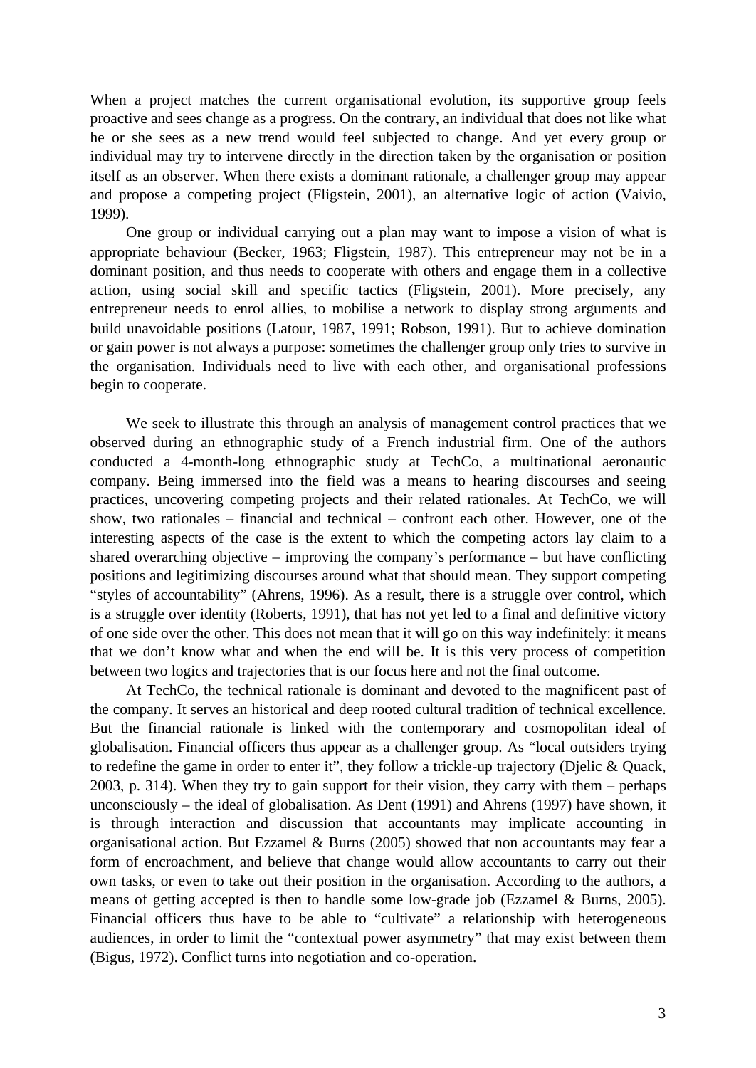When a project matches the current organisational evolution, its supportive group feels proactive and sees change as a progress. On the contrary, an individual that does not like what he or she sees as a new trend would feel subjected to change. And yet every group or individual may try to intervene directly in the direction taken by the organisation or position itself as an observer. When there exists a dominant rationale, a challenger group may appear and propose a competing project (Fligstein, 2001), an alternative logic of action (Vaivio, 1999).

One group or individual carrying out a plan may want to impose a vision of what is appropriate behaviour (Becker, 1963; Fligstein, 1987). This entrepreneur may not be in a dominant position, and thus needs to cooperate with others and engage them in a collective action, using social skill and specific tactics (Fligstein, 2001). More precisely, any entrepreneur needs to enrol allies, to mobilise a network to display strong arguments and build unavoidable positions (Latour, 1987, 1991; Robson, 1991). But to achieve domination or gain power is not always a purpose: sometimes the challenger group only tries to survive in the organisation. Individuals need to live with each other, and organisational professions begin to cooperate.

We seek to illustrate this through an analysis of management control practices that we observed during an ethnographic study of a French industrial firm. One of the authors conducted a 4-month-long ethnographic study at TechCo, a multinational aeronautic company. Being immersed into the field was a means to hearing discourses and seeing practices, uncovering competing projects and their related rationales. At TechCo, we will show, two rationales – financial and technical – confront each other. However, one of the interesting aspects of the case is the extent to which the competing actors lay claim to a shared overarching objective – improving the company's performance – but have conflicting positions and legitimizing discourses around what that should mean. They support competing "styles of accountability" (Ahrens, 1996). As a result, there is a struggle over control, which is a struggle over identity (Roberts, 1991), that has not yet led to a final and definitive victory of one side over the other. This does not mean that it will go on this way indefinitely: it means that we don't know what and when the end will be. It is this very process of competition between two logics and trajectories that is our focus here and not the final outcome.

At TechCo, the technical rationale is dominant and devoted to the magnificent past of the company. It serves an historical and deep rooted cultural tradition of technical excellence. But the financial rationale is linked with the contemporary and cosmopolitan ideal of globalisation. Financial officers thus appear as a challenger group. As "local outsiders trying to redefine the game in order to enter it", they follow a trickle-up trajectory (Djelic & Quack, 2003, p. 314). When they try to gain support for their vision, they carry with them – perhaps unconsciously – the ideal of globalisation. As Dent (1991) and Ahrens (1997) have shown, it is through interaction and discussion that accountants may implicate accounting in organisational action. But Ezzamel & Burns (2005) showed that non accountants may fear a form of encroachment, and believe that change would allow accountants to carry out their own tasks, or even to take out their position in the organisation. According to the authors, a means of getting accepted is then to handle some low-grade job (Ezzamel & Burns, 2005). Financial officers thus have to be able to "cultivate" a relationship with heterogeneous audiences, in order to limit the "contextual power asymmetry" that may exist between them (Bigus, 1972). Conflict turns into negotiation and co-operation.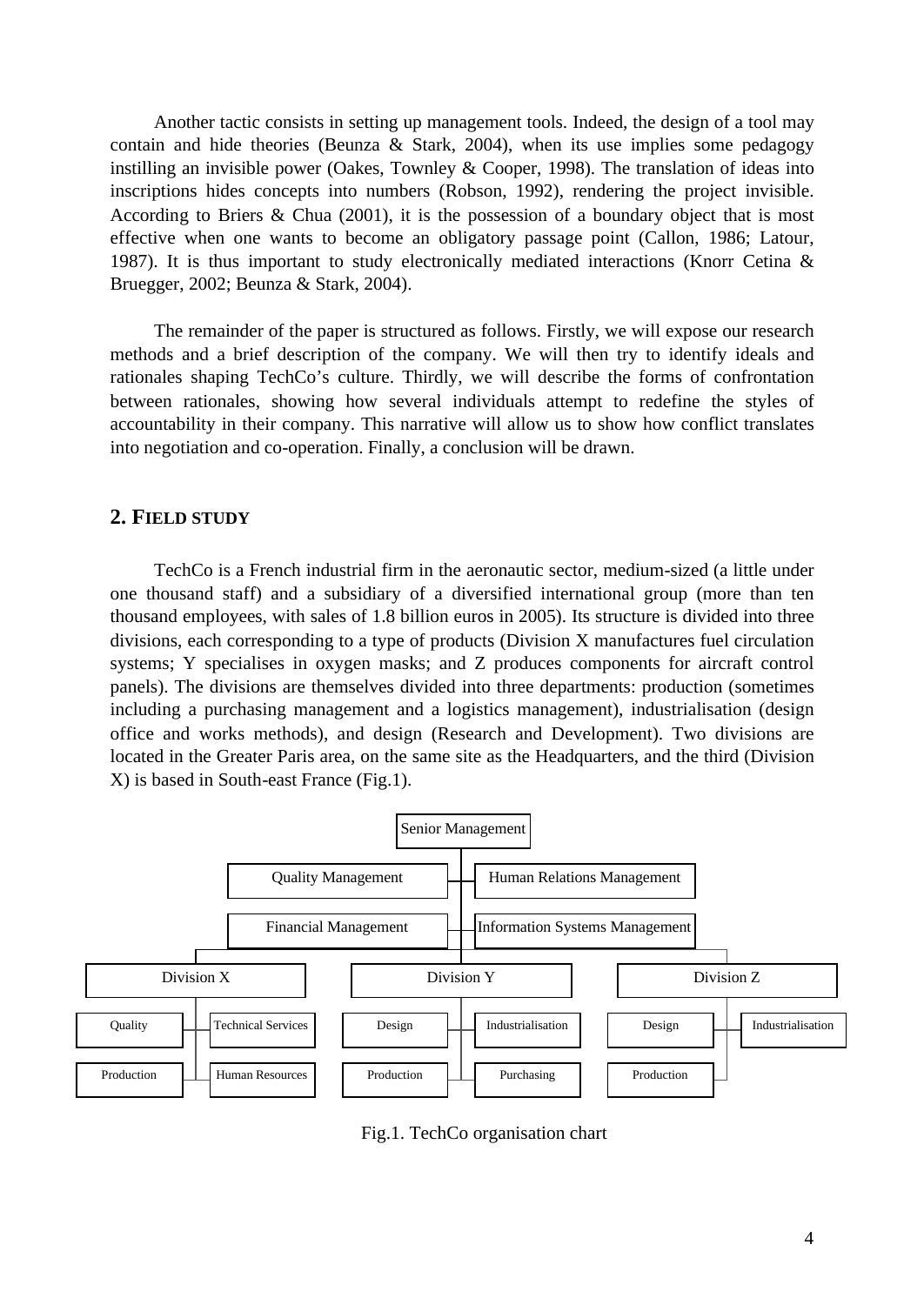Another tactic consists in setting up management tools. Indeed, the design of a tool may contain and hide theories (Beunza & Stark, 2004), when its use implies some pedagogy instilling an invisible power (Oakes, Townley & Cooper, 1998). The translation of ideas into inscriptions hides concepts into numbers (Robson, 1992), rendering the project invisible. According to Briers & Chua (2001), it is the possession of a boundary object that is most effective when one wants to become an obligatory passage point (Callon, 1986; Latour, 1987). It is thus important to study electronically mediated interactions (Knorr Cetina & Bruegger, 2002; Beunza & Stark, 2004).

The remainder of the paper is structured as follows. Firstly, we will expose our research methods and a brief description of the company. We will then try to identify ideals and rationales shaping TechCo's culture. Thirdly, we will describe the forms of confrontation between rationales, showing how several individuals attempt to redefine the styles of accountability in their company. This narrative will allow us to show how conflict translates into negotiation and co-operation. Finally, a conclusion will be drawn.

## 2. FIELD STUDY

TechCo is a French industrial firm in the aeronautic sector, medium-sized (a little under one thousand staff) and a subsidiary of a diversified international group (more than ten thousand employees, with sales of 1.8 billion euros in 2005). Its structure is divided into three divisions, each corresponding to a type of products (Division X manufactures fuel circulation systems; Y specialises in oxygen masks; and Z produces components for aircraft control panels). The divisions are themselves divided into three departments: production (sometimes including a purchasing management and a logistics management), industrialisation (design office and works methods), and design (Research and Development). Two divisions are located in the Greater Paris area, on the same site as the Headquarters, and the third (Division X) is based in South-east France (Fig.1).

- Senior Management
  - Quality Management
  - Human Relations Management
  - Financial Management
  - Information Systems Management
  - Division X
    - Quality
    - Technical Services
    - Production
    - Human Resources
  - Division Y
    - Design
    - Industrialisation
    - Production
    - Purchasing
  - Division Z
    - Design
    - Industrialisation
    - Production

Fig.1. TechCo organisation chart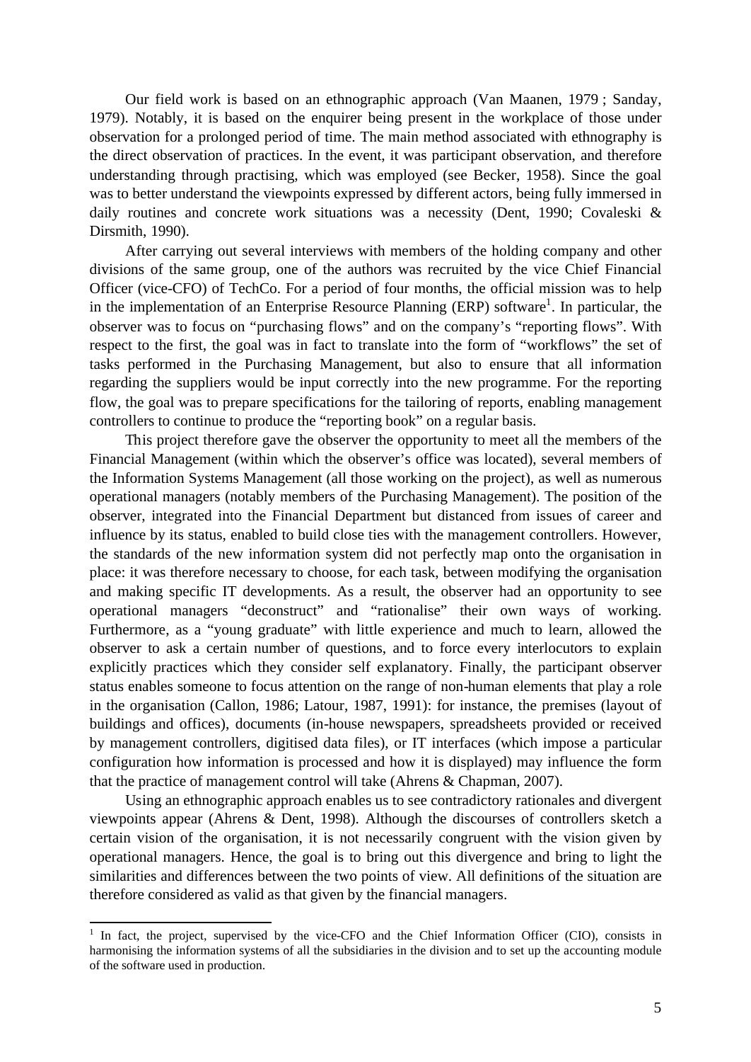Our field work is based on an ethnographic approach (Van Maanen, 1979 ; Sanday, 1979). Notably, it is based on the enquirer being present in the workplace of those under observation for a prolonged period of time. The main method associated with ethnography is the direct observation of practices. In the event, it was participant observation, and therefore understanding through practising, which was employed (see Becker, 1958). Since the goal was to better understand the viewpoints expressed by different actors, being fully immersed in daily routines and concrete work situations was a necessity (Dent, 1990; Covaleski & Dirsmith, 1990).

After carrying out several interviews with members of the holding company and other divisions of the same group, one of the authors was recruited by the vice Chief Financial Officer (vice-CFO) of TechCo. For a period of four months, the official mission was to help in the implementation of an Enterprise Resource Planning (ERP) software[1]. In particular, the observer was to focus on "purchasing flows" and on the company's "reporting flows". With respect to the first, the goal was in fact to translate into the form of "workflows" the set of tasks performed in the Purchasing Management, but also to ensure that all information regarding the suppliers would be input correctly into the new programme. For the reporting flow, the goal was to prepare specifications for the tailoring of reports, enabling management controllers to continue to produce the "reporting book" on a regular basis.

This project therefore gave the observer the opportunity to meet all the members of the Financial Management (within which the observer's office was located), several members of the Information Systems Management (all those working on the project), as well as numerous operational managers (notably members of the Purchasing Management). The position of the observer, integrated into the Financial Department but distanced from issues of career and influence by its status, enabled to build close ties with the management controllers. However, the standards of the new information system did not perfectly map onto the organisation in place: it was therefore necessary to choose, for each task, between modifying the organisation and making specific IT developments. As a result, the observer had an opportunity to see operational managers "deconstruct" and "rationalise" their own ways of working. Furthermore, as a "young graduate" with little experience and much to learn, allowed the observer to ask a certain number of questions, and to force every interlocutors to explain explicitly practices which they consider self explanatory. Finally, the participant observer status enables someone to focus attention on the range of non-human elements that play a role in the organisation (Callon, 1986; Latour, 1987, 1991): for instance, the premises (layout of buildings and offices), documents (in-house newspapers, spreadsheets provided or received by management controllers, digitised data files), or IT interfaces (which impose a particular configuration how information is processed and how it is displayed) may influence the form that the practice of management control will take (Ahrens & Chapman, 2007).

Using an ethnographic approach enables us to see contradictory rationales and divergent viewpoints appear (Ahrens & Dent, 1998). Although the discourses of controllers sketch a certain vision of the organisation, it is not necessarily congruent with the vision given by operational managers. Hence, the goal is to bring out this divergence and bring to light the similarities and differences between the two points of view. All definitions of the situation are therefore considered as valid as that given by the financial managers.

[1] In fact, the project, supervised by the vice-CFO and the Chief Information Officer (CIO), consists in harmonising the information systems of all the subsidiaries in the division and to set up the accounting module of the software used in production.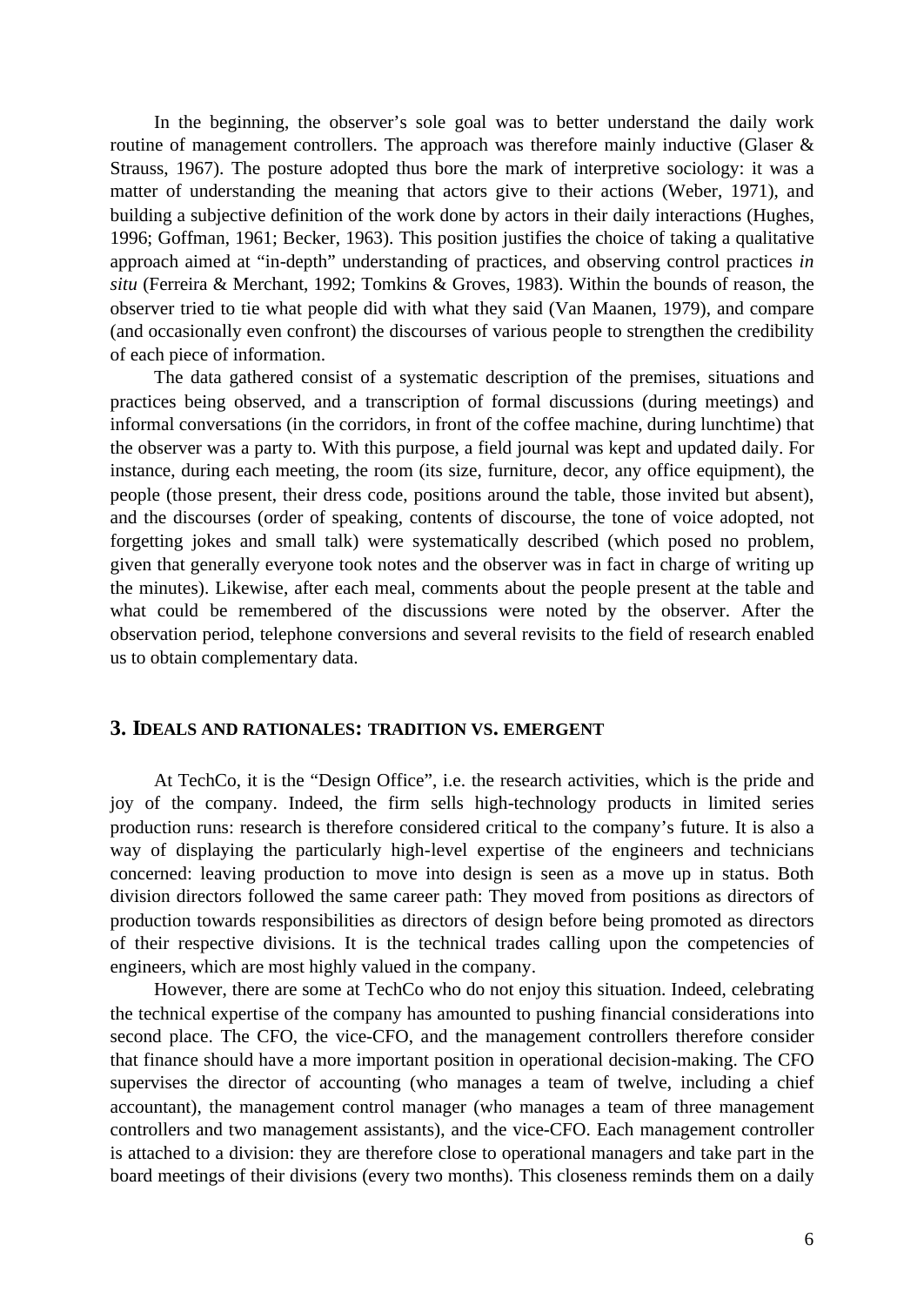In the beginning, the observer's sole goal was to better understand the daily work routine of management controllers. The approach was therefore mainly inductive (Glaser & Strauss, 1967). The posture adopted thus bore the mark of interpretive sociology: it was a matter of understanding the meaning that actors give to their actions (Weber, 1971), and building a subjective definition of the work done by actors in their daily interactions (Hughes, 1996; Goffman, 1961; Becker, 1963). This position justifies the choice of taking a qualitative approach aimed at "in-depth" understanding of practices, and observing control practices *in situ* (Ferreira & Merchant, 1992; Tomkins & Groves, 1983). Within the bounds of reason, the observer tried to tie what people did with what they said (Van Maanen, 1979), and compare (and occasionally even confront) the discourses of various people to strengthen the credibility of each piece of information.

The data gathered consist of a systematic description of the premises, situations and practices being observed, and a transcription of formal discussions (during meetings) and informal conversations (in the corridors, in front of the coffee machine, during lunchtime) that the observer was a party to. With this purpose, a field journal was kept and updated daily. For instance, during each meeting, the room (its size, furniture, decor, any office equipment), the people (those present, their dress code, positions around the table, those invited but absent), and the discourses (order of speaking, contents of discourse, the tone of voice adopted, not forgetting jokes and small talk) were systematically described (which posed no problem, given that generally everyone took notes and the observer was in fact in charge of writing up the minutes). Likewise, after each meal, comments about the people present at the table and what could be remembered of the discussions were noted by the observer. After the observation period, telephone conversions and several revisits to the field of research enabled us to obtain complementary data.

## 3. IDEALS AND RATIONALES: TRADITION VS. EMERGENT

At TechCo, it is the "Design Office", i.e. the research activities, which is the pride and joy of the company. Indeed, the firm sells high-technology products in limited series production runs: research is therefore considered critical to the company's future. It is also a way of displaying the particularly high-level expertise of the engineers and technicians concerned: leaving production to move into design is seen as a move up in status. Both division directors followed the same career path: They moved from positions as directors of production towards responsibilities as directors of design before being promoted as directors of their respective divisions. It is the technical trades calling upon the competencies of engineers, which are most highly valued in the company.

However, there are some at TechCo who do not enjoy this situation. Indeed, celebrating the technical expertise of the company has amounted to pushing financial considerations into second place. The CFO, the vice-CFO, and the management controllers therefore consider that finance should have a more important position in operational decision-making. The CFO supervises the director of accounting (who manages a team of twelve, including a chief accountant), the management control manager (who manages a team of three management controllers and two management assistants), and the vice-CFO. Each management controller is attached to a division: they are therefore close to operational managers and take part in the board meetings of their divisions (every two months). This closeness reminds them on a daily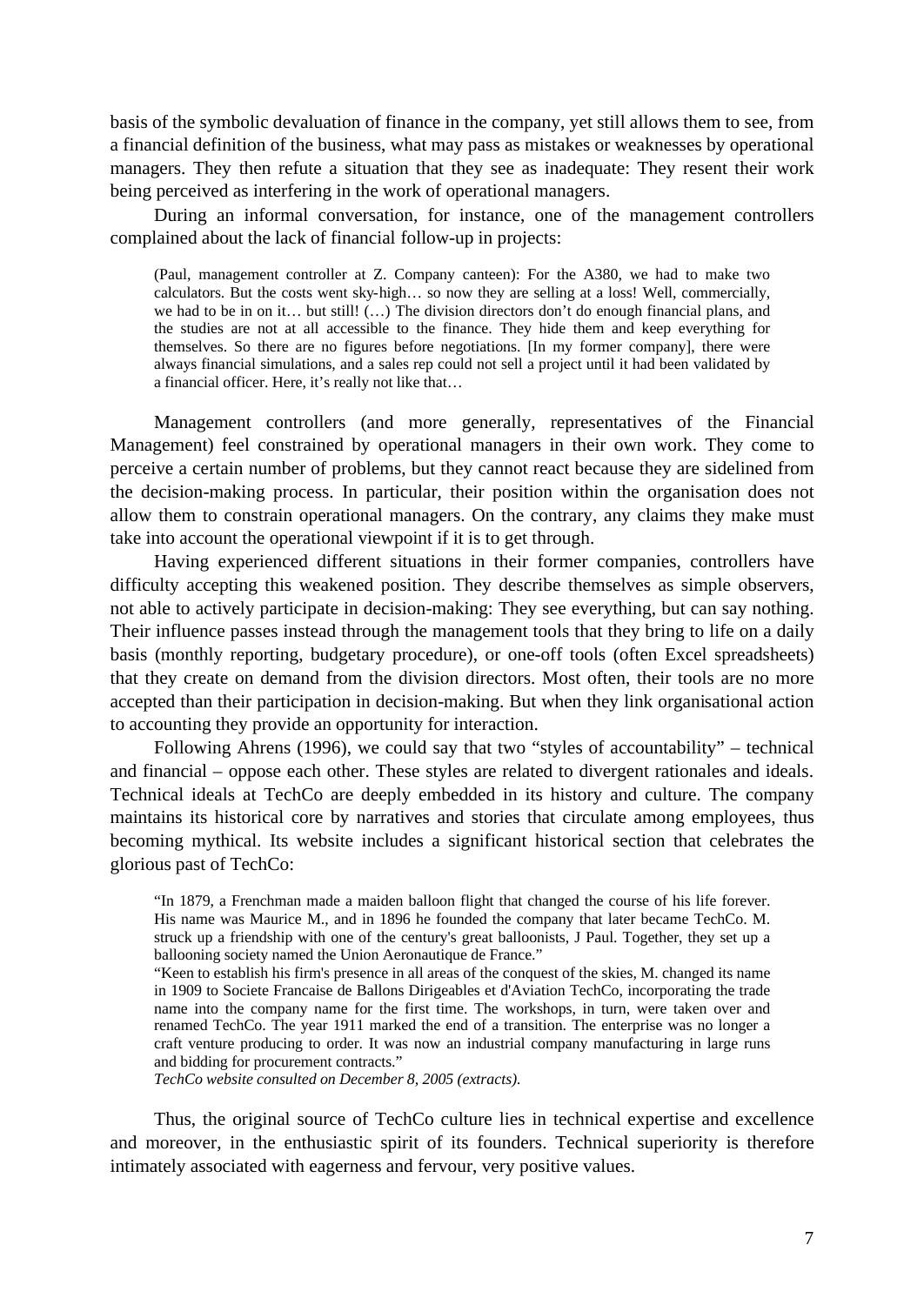basis of the symbolic devaluation of finance in the company, yet still allows them to see, from a financial definition of the business, what may pass as mistakes or weaknesses by operational managers. They then refute a situation that they see as inadequate: They resent their work being perceived as interfering in the work of operational managers.

During an informal conversation, for instance, one of the management controllers complained about the lack of financial follow-up in projects:

> (Paul, management controller at Z. Company canteen): For the A380, we had to make two calculators. But the costs went sky-high… so now they are selling at a loss! Well, commercially, we had to be in on it… but still! (…) The division directors don't do enough financial plans, and the studies are not at all accessible to the finance. They hide them and keep everything for themselves. So there are no figures before negotiations. [In my former company], there were always financial simulations, and a sales rep could not sell a project until it had been validated by a financial officer. Here, it's really not like that…

Management controllers (and more generally, representatives of the Financial Management) feel constrained by operational managers in their own work. They come to perceive a certain number of problems, but they cannot react because they are sidelined from the decision-making process. In particular, their position within the organisation does not allow them to constrain operational managers. On the contrary, any claims they make must take into account the operational viewpoint if it is to get through.

Having experienced different situations in their former companies, controllers have difficulty accepting this weakened position. They describe themselves as simple observers, not able to actively participate in decision-making: They see everything, but can say nothing. Their influence passes instead through the management tools that they bring to life on a daily basis (monthly reporting, budgetary procedure), or one-off tools (often Excel spreadsheets) that they create on demand from the division directors. Most often, their tools are no more accepted than their participation in decision-making. But when they link organisational action to accounting they provide an opportunity for interaction.

Following Ahrens (1996), we could say that two "styles of accountability" – technical and financial – oppose each other. These styles are related to divergent rationales and ideals. Technical ideals at TechCo are deeply embedded in its history and culture. The company maintains its historical core by narratives and stories that circulate among employees, thus becoming mythical. Its website includes a significant historical section that celebrates the glorious past of TechCo:

> "In 1879, a Frenchman made a maiden balloon flight that changed the course of his life forever. His name was Maurice M., and in 1896 he founded the company that later became TechCo. M. struck up a friendship with one of the century's great balloonists, J Paul. Together, they set up a ballooning society named the Union Aeronautique de France."
>
> "Keen to establish his firm's presence in all areas of the conquest of the skies, M. changed its name in 1909 to Societe Francaise de Ballons Dirigeables et d'Aviation TechCo, incorporating the trade name into the company name for the first time. The workshops, in turn, were taken over and renamed TechCo. The year 1911 marked the end of a transition. The enterprise was no longer a craft venture producing to order. It was now an industrial company manufacturing in large runs and bidding for procurement contracts."
>
> *TechCo website consulted on December 8, 2005 (extracts).*

Thus, the original source of TechCo culture lies in technical expertise and excellence and moreover, in the enthusiastic spirit of its founders. Technical superiority is therefore intimately associated with eagerness and fervour, very positive values.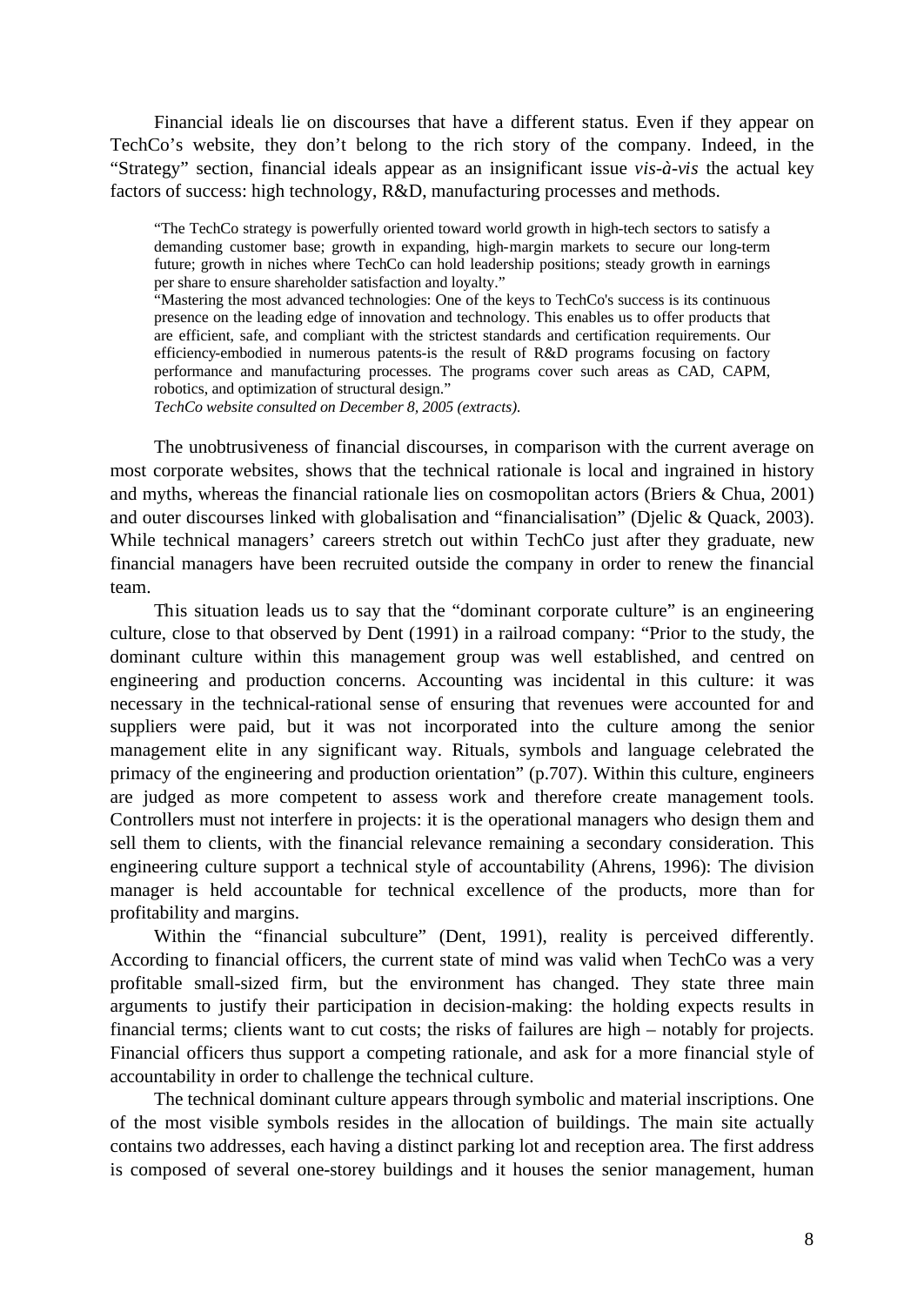Financial ideals lie on discourses that have a different status. Even if they appear on TechCo's website, they don't belong to the rich story of the company. Indeed, in the "Strategy" section, financial ideals appear as an insignificant issue *vis-à-vis* the actual key factors of success: high technology, R&D, manufacturing processes and methods.

> "The TechCo strategy is powerfully oriented toward world growth in high-tech sectors to satisfy a demanding customer base; growth in expanding, high-margin markets to secure our long-term future; growth in niches where TechCo can hold leadership positions; steady growth in earnings per share to ensure shareholder satisfaction and loyalty."
> "Mastering the most advanced technologies: One of the keys to TechCo's success is its continuous presence on the leading edge of innovation and technology. This enables us to offer products that are efficient, safe, and compliant with the strictest standards and certification requirements. Our efficiency-embodied in numerous patents-is the result of R&D programs focusing on factory performance and manufacturing processes. The programs cover such areas as CAD, CAPM, robotics, and optimization of structural design."
> *TechCo website consulted on December 8, 2005 (extracts).*

The unobtrusiveness of financial discourses, in comparison with the current average on most corporate websites, shows that the technical rationale is local and ingrained in history and myths, whereas the financial rationale lies on cosmopolitan actors (Briers & Chua, 2001) and outer discourses linked with globalisation and "financialisation" (Djelic & Quack, 2003). While technical managers' careers stretch out within TechCo just after they graduate, new financial managers have been recruited outside the company in order to renew the financial team.

This situation leads us to say that the "dominant corporate culture" is an engineering culture, close to that observed by Dent (1991) in a railroad company: "Prior to the study, the dominant culture within this management group was well established, and centred on engineering and production concerns. Accounting was incidental in this culture: it was necessary in the technical-rational sense of ensuring that revenues were accounted for and suppliers were paid, but it was not incorporated into the culture among the senior management elite in any significant way. Rituals, symbols and language celebrated the primacy of the engineering and production orientation" (p.707). Within this culture, engineers are judged as more competent to assess work and therefore create management tools. Controllers must not interfere in projects: it is the operational managers who design them and sell them to clients, with the financial relevance remaining a secondary consideration. This engineering culture support a technical style of accountability (Ahrens, 1996): The division manager is held accountable for technical excellence of the products, more than for profitability and margins.

Within the "financial subculture" (Dent, 1991), reality is perceived differently. According to financial officers, the current state of mind was valid when TechCo was a very profitable small-sized firm, but the environment has changed. They state three main arguments to justify their participation in decision-making: the holding expects results in financial terms; clients want to cut costs; the risks of failures are high – notably for projects. Financial officers thus support a competing rationale, and ask for a more financial style of accountability in order to challenge the technical culture.

The technical dominant culture appears through symbolic and material inscriptions. One of the most visible symbols resides in the allocation of buildings. The main site actually contains two addresses, each having a distinct parking lot and reception area. The first address is composed of several one-storey buildings and it houses the senior management, human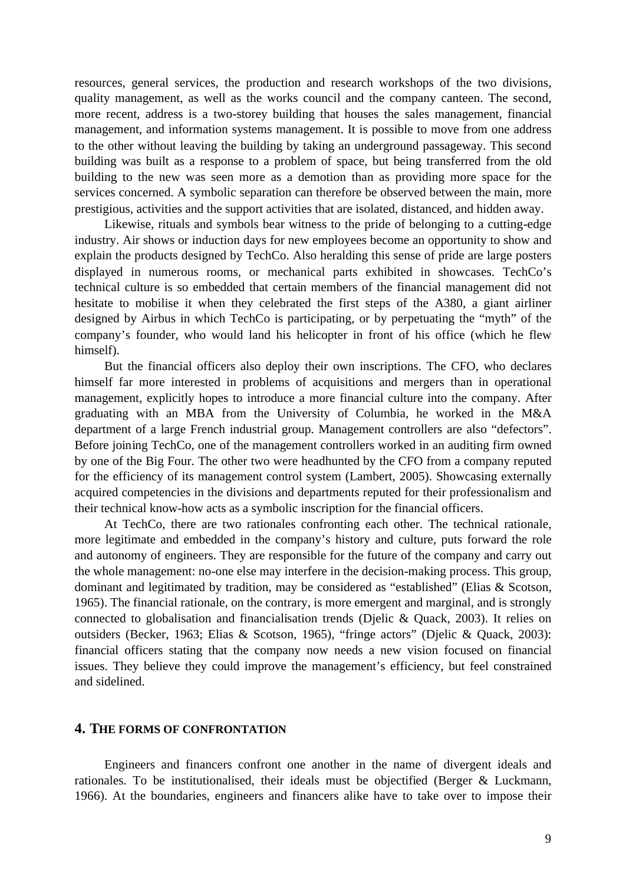resources, general services, the production and research workshops of the two divisions, quality management, as well as the works council and the company canteen. The second, more recent, address is a two-storey building that houses the sales management, financial management, and information systems management. It is possible to move from one address to the other without leaving the building by taking an underground passageway. This second building was built as a response to a problem of space, but being transferred from the old building to the new was seen more as a demotion than as providing more space for the services concerned. A symbolic separation can therefore be observed between the main, more prestigious, activities and the support activities that are isolated, distanced, and hidden away.

Likewise, rituals and symbols bear witness to the pride of belonging to a cutting-edge industry. Air shows or induction days for new employees become an opportunity to show and explain the products designed by TechCo. Also heralding this sense of pride are large posters displayed in numerous rooms, or mechanical parts exhibited in showcases. TechCo's technical culture is so embedded that certain members of the financial management did not hesitate to mobilise it when they celebrated the first steps of the A380, a giant airliner designed by Airbus in which TechCo is participating, or by perpetuating the "myth" of the company's founder, who would land his helicopter in front of his office (which he flew himself).

But the financial officers also deploy their own inscriptions. The CFO, who declares himself far more interested in problems of acquisitions and mergers than in operational management, explicitly hopes to introduce a more financial culture into the company. After graduating with an MBA from the University of Columbia, he worked in the M&A department of a large French industrial group. Management controllers are also "defectors". Before joining TechCo, one of the management controllers worked in an auditing firm owned by one of the Big Four. The other two were headhunted by the CFO from a company reputed for the efficiency of its management control system (Lambert, 2005). Showcasing externally acquired competencies in the divisions and departments reputed for their professionalism and their technical know-how acts as a symbolic inscription for the financial officers.

At TechCo, there are two rationales confronting each other. The technical rationale, more legitimate and embedded in the company's history and culture, puts forward the role and autonomy of engineers. They are responsible for the future of the company and carry out the whole management: no-one else may interfere in the decision-making process. This group, dominant and legitimated by tradition, may be considered as "established" (Elias & Scotson, 1965). The financial rationale, on the contrary, is more emergent and marginal, and is strongly connected to globalisation and financialisation trends (Djelic & Quack, 2003). It relies on outsiders (Becker, 1963; Elias & Scotson, 1965), "fringe actors" (Djelic & Quack, 2003): financial officers stating that the company now needs a new vision focused on financial issues. They believe they could improve the management's efficiency, but feel constrained and sidelined.

## 4. The forms of confrontation

Engineers and financers confront one another in the name of divergent ideals and rationales. To be institutionalised, their ideals must be objectified (Berger & Luckmann, 1966). At the boundaries, engineers and financers alike have to take over to impose their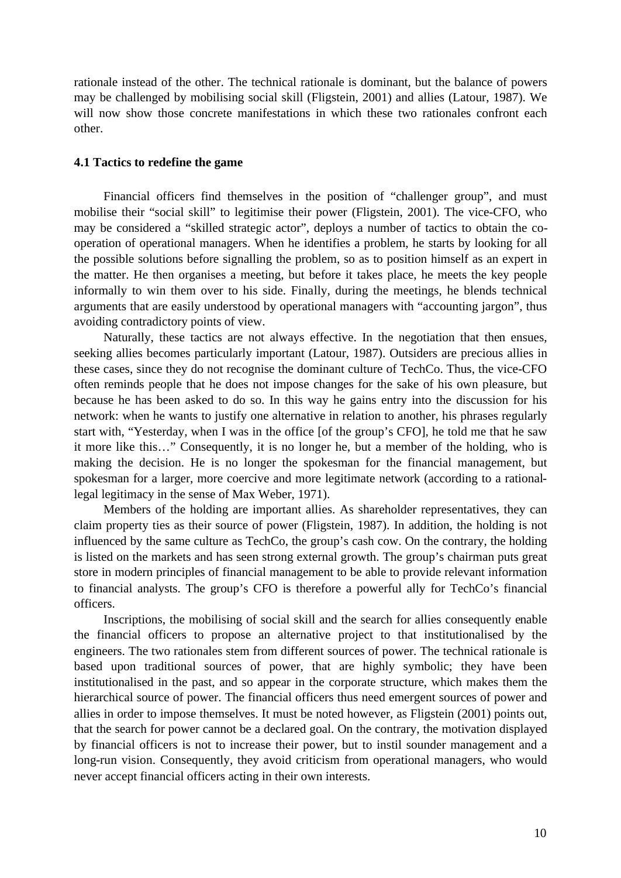rationale instead of the other. The technical rationale is dominant, but the balance of powers may be challenged by mobilising social skill (Fligstein, 2001) and allies (Latour, 1987). We will now show those concrete manifestations in which these two rationales confront each other.

### 4.1 Tactics to redefine the game

Financial officers find themselves in the position of "challenger group", and must mobilise their "social skill" to legitimise their power (Fligstein, 2001). The vice-CFO, who may be considered a "skilled strategic actor", deploys a number of tactics to obtain the co-operation of operational managers. When he identifies a problem, he starts by looking for all the possible solutions before signalling the problem, so as to position himself as an expert in the matter. He then organises a meeting, but before it takes place, he meets the key people informally to win them over to his side. Finally, during the meetings, he blends technical arguments that are easily understood by operational managers with "accounting jargon", thus avoiding contradictory points of view.

Naturally, these tactics are not always effective. In the negotiation that then ensues, seeking allies becomes particularly important (Latour, 1987). Outsiders are precious allies in these cases, since they do not recognise the dominant culture of TechCo. Thus, the vice-CFO often reminds people that he does not impose changes for the sake of his own pleasure, but because he has been asked to do so. In this way he gains entry into the discussion for his network: when he wants to justify one alternative in relation to another, his phrases regularly start with, "Yesterday, when I was in the office [of the group's CFO], he told me that he saw it more like this…" Consequently, it is no longer he, but a member of the holding, who is making the decision. He is no longer the spokesman for the financial management, but spokesman for a larger, more coercive and more legitimate network (according to a rational-legal legitimacy in the sense of Max Weber, 1971).

Members of the holding are important allies. As shareholder representatives, they can claim property ties as their source of power (Fligstein, 1987). In addition, the holding is not influenced by the same culture as TechCo, the group's cash cow. On the contrary, the holding is listed on the markets and has seen strong external growth. The group's chairman puts great store in modern principles of financial management to be able to provide relevant information to financial analysts. The group's CFO is therefore a powerful ally for TechCo's financial officers.

Inscriptions, the mobilising of social skill and the search for allies consequently enable the financial officers to propose an alternative project to that institutionalised by the engineers. The two rationales stem from different sources of power. The technical rationale is based upon traditional sources of power, that are highly symbolic; they have been institutionalised in the past, and so appear in the corporate structure, which makes them the hierarchical source of power. The financial officers thus need emergent sources of power and allies in order to impose themselves. It must be noted however, as Fligstein (2001) points out, that the search for power cannot be a declared goal. On the contrary, the motivation displayed by financial officers is not to increase their power, but to instil sounder management and a long-run vision. Consequently, they avoid criticism from operational managers, who would never accept financial officers acting in their own interests.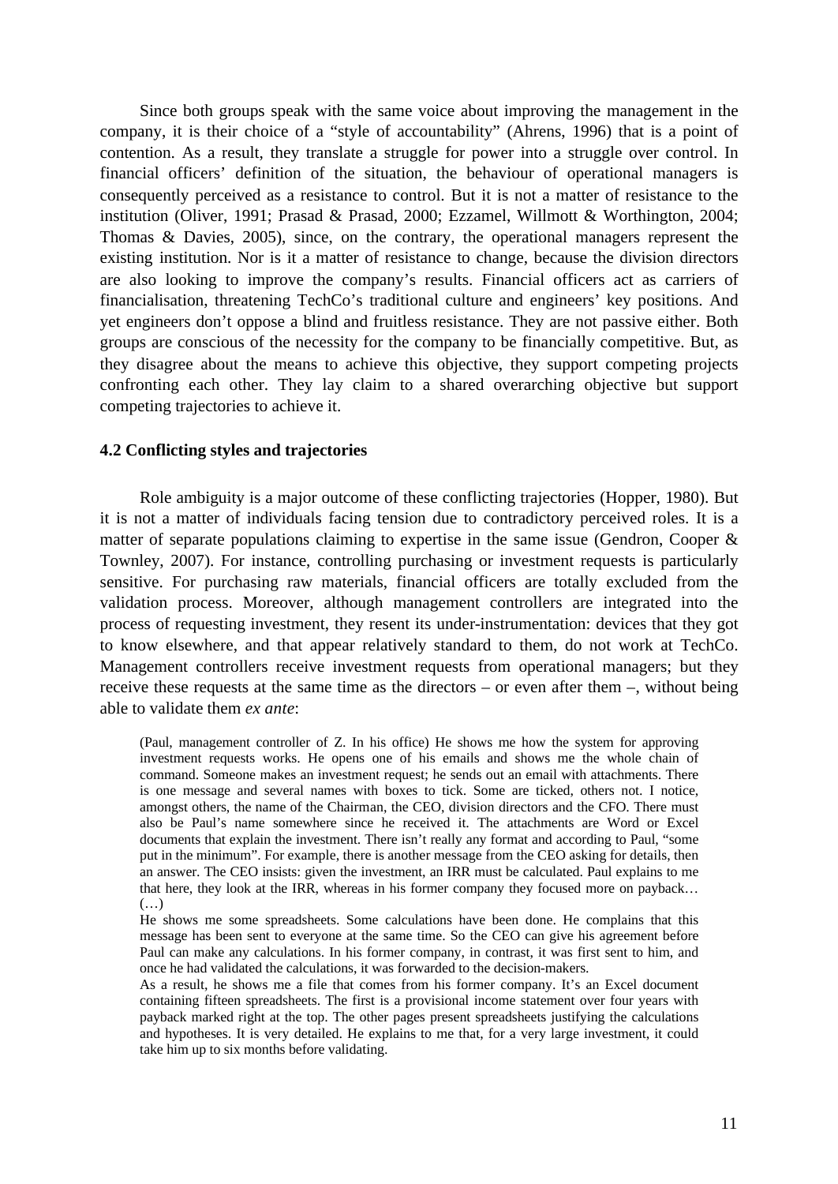Since both groups speak with the same voice about improving the management in the company, it is their choice of a "style of accountability" (Ahrens, 1996) that is a point of contention. As a result, they translate a struggle for power into a struggle over control. In financial officers' definition of the situation, the behaviour of operational managers is consequently perceived as a resistance to control. But it is not a matter of resistance to the institution (Oliver, 1991; Prasad & Prasad, 2000; Ezzamel, Willmott & Worthington, 2004; Thomas & Davies, 2005), since, on the contrary, the operational managers represent the existing institution. Nor is it a matter of resistance to change, because the division directors are also looking to improve the company's results. Financial officers act as carriers of financialisation, threatening TechCo's traditional culture and engineers' key positions. And yet engineers don't oppose a blind and fruitless resistance. They are not passive either. Both groups are conscious of the necessity for the company to be financially competitive. But, as they disagree about the means to achieve this objective, they support competing projects confronting each other. They lay claim to a shared overarching objective but support competing trajectories to achieve it.

### 4.2 Conflicting styles and trajectories

Role ambiguity is a major outcome of these conflicting trajectories (Hopper, 1980). But it is not a matter of individuals facing tension due to contradictory perceived roles. It is a matter of separate populations claiming to expertise in the same issue (Gendron, Cooper & Townley, 2007). For instance, controlling purchasing or investment requests is particularly sensitive. For purchasing raw materials, financial officers are totally excluded from the validation process. Moreover, although management controllers are integrated into the process of requesting investment, they resent its under-instrumentation: devices that they got to know elsewhere, and that appear relatively standard to them, do not work at TechCo. Management controllers receive investment requests from operational managers; but they receive these requests at the same time as the directors – or even after them –, without being able to validate them *ex ante*:

> (Paul, management controller of Z. In his office) He shows me how the system for approving investment requests works. He opens one of his emails and shows me the whole chain of command. Someone makes an investment request; he sends out an email with attachments. There is one message and several names with boxes to tick. Some are ticked, others not. I notice, amongst others, the name of the Chairman, the CEO, division directors and the CFO. There must also be Paul's name somewhere since he received it. The attachments are Word or Excel documents that explain the investment. There isn't really any format and according to Paul, "some put in the minimum". For example, there is another message from the CEO asking for details, then an answer. The CEO insists: given the investment, an IRR must be calculated. Paul explains to me that here, they look at the IRR, whereas in his former company they focused more on payback… (…)
>
> He shows me some spreadsheets. Some calculations have been done. He complains that this message has been sent to everyone at the same time. So the CEO can give his agreement before Paul can make any calculations. In his former company, in contrast, it was first sent to him, and once he had validated the calculations, it was forwarded to the decision-makers.
>
> As a result, he shows me a file that comes from his former company. It's an Excel document containing fifteen spreadsheets. The first is a provisional income statement over four years with payback marked right at the top. The other pages present spreadsheets justifying the calculations and hypotheses. It is very detailed. He explains to me that, for a very large investment, it could take him up to six months before validating.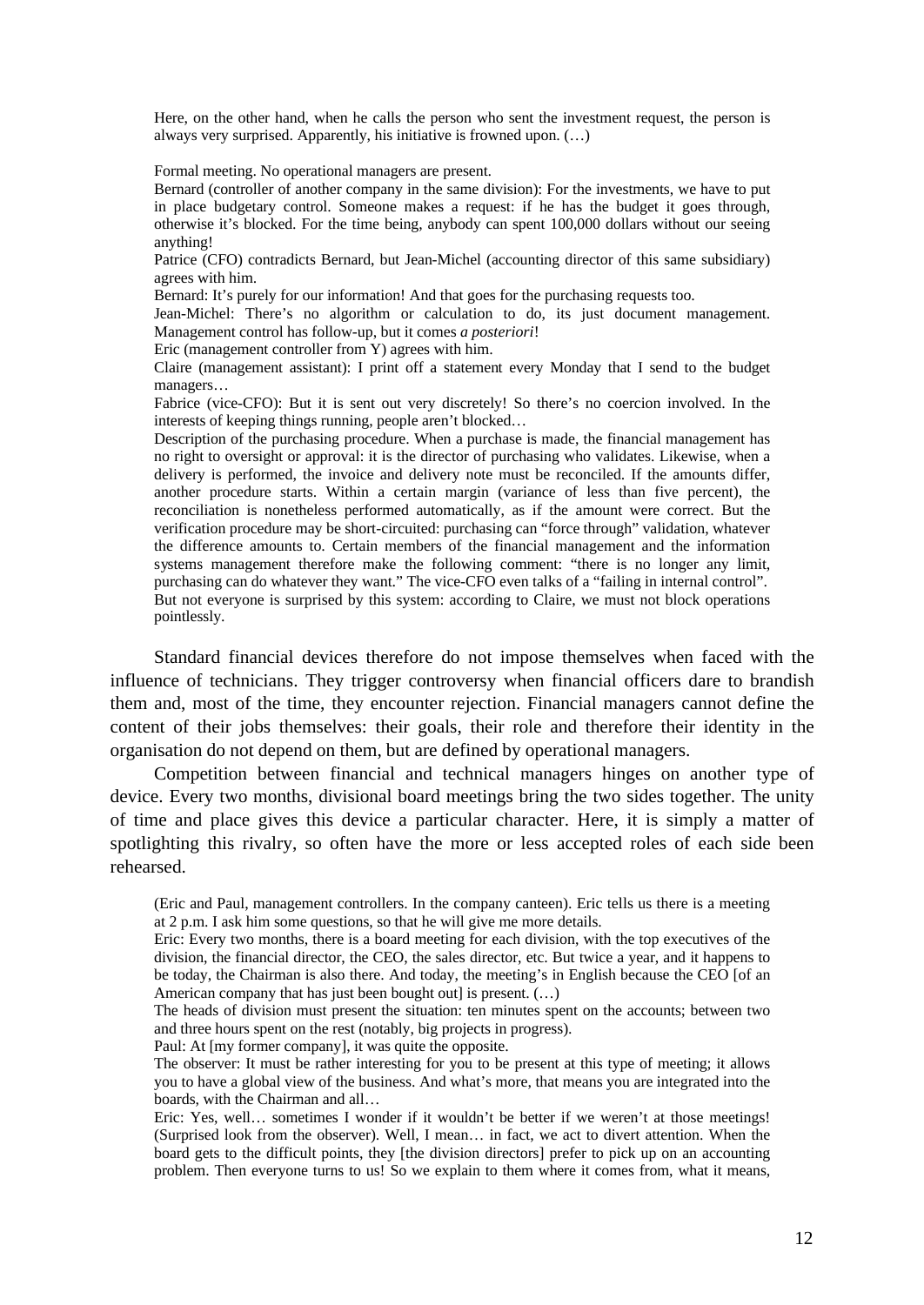Here, on the other hand, when he calls the person who sent the investment request, the person is always very surprised. Apparently, his initiative is frowned upon. (…)

Formal meeting. No operational managers are present.

Bernard (controller of another company in the same division): For the investments, we have to put in place budgetary control. Someone makes a request: if he has the budget it goes through, otherwise it's blocked. For the time being, anybody can spent 100,000 dollars without our seeing anything!

Patrice (CFO) contradicts Bernard, but Jean-Michel (accounting director of this same subsidiary) agrees with him.

Bernard: It's purely for our information! And that goes for the purchasing requests too.

Jean-Michel: There's no algorithm or calculation to do, its just document management. Management control has follow-up, but it comes *a posteriori*!

Eric (management controller from Y) agrees with him.

Claire (management assistant): I print off a statement every Monday that I send to the budget managers…

Fabrice (vice-CFO): But it is sent out very discretely! So there's no coercion involved. In the interests of keeping things running, people aren't blocked…

Description of the purchasing procedure. When a purchase is made, the financial management has no right to oversight or approval: it is the director of purchasing who validates. Likewise, when a delivery is performed, the invoice and delivery note must be reconciled. If the amounts differ, another procedure starts. Within a certain margin (variance of less than five percent), the reconciliation is nonetheless performed automatically, as if the amount were correct. But the verification procedure may be short-circuited: purchasing can "force through" validation, whatever the difference amounts to. Certain members of the financial management and the information systems management therefore make the following comment: "there is no longer any limit, purchasing can do whatever they want." The vice-CFO even talks of a "failing in internal control". But not everyone is surprised by this system: according to Claire, we must not block operations pointlessly.

Standard financial devices therefore do not impose themselves when faced with the influence of technicians. They trigger controversy when financial officers dare to brandish them and, most of the time, they encounter rejection. Financial managers cannot define the content of their jobs themselves: their goals, their role and therefore their identity in the organisation do not depend on them, but are defined by operational managers.

Competition between financial and technical managers hinges on another type of device. Every two months, divisional board meetings bring the two sides together. The unity of time and place gives this device a particular character. Here, it is simply a matter of spotlighting this rivalry, so often have the more or less accepted roles of each side been rehearsed.

(Eric and Paul, management controllers. In the company canteen). Eric tells us there is a meeting at 2 p.m. I ask him some questions, so that he will give me more details.

Eric: Every two months, there is a board meeting for each division, with the top executives of the division, the financial director, the CEO, the sales director, etc. But twice a year, and it happens to be today, the Chairman is also there. And today, the meeting's in English because the CEO [of an American company that has just been bought out] is present. (…)

The heads of division must present the situation: ten minutes spent on the accounts; between two and three hours spent on the rest (notably, big projects in progress).

Paul: At [my former company], it was quite the opposite.

The observer: It must be rather interesting for you to be present at this type of meeting; it allows you to have a global view of the business. And what's more, that means you are integrated into the boards, with the Chairman and all…

Eric: Yes, well… sometimes I wonder if it wouldn't be better if we weren't at those meetings! (Surprised look from the observer). Well, I mean… in fact, we act to divert attention. When the board gets to the difficult points, they [the division directors] prefer to pick up on an accounting problem. Then everyone turns to us! So we explain to them where it comes from, what it means,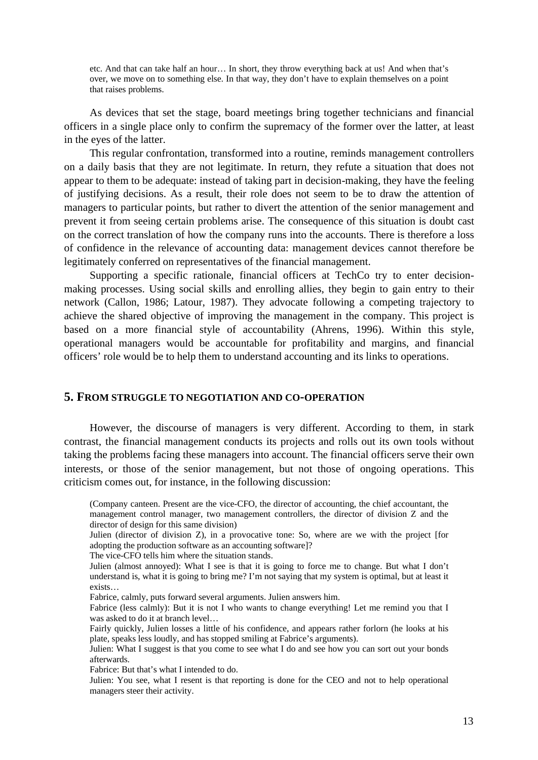> etc. And that can take half an hour… In short, they throw everything back at us! And when that's over, we move on to something else. In that way, they don't have to explain themselves on a point that raises problems.

As devices that set the stage, board meetings bring together technicians and financial officers in a single place only to confirm the supremacy of the former over the latter, at least in the eyes of the latter.

This regular confrontation, transformed into a routine, reminds management controllers on a daily basis that they are not legitimate. In return, they refute a situation that does not appear to them to be adequate: instead of taking part in decision-making, they have the feeling of justifying decisions. As a result, their role does not seem to be to draw the attention of managers to particular points, but rather to divert the attention of the senior management and prevent it from seeing certain problems arise. The consequence of this situation is doubt cast on the correct translation of how the company runs into the accounts. There is therefore a loss of confidence in the relevance of accounting data: management devices cannot therefore be legitimately conferred on representatives of the financial management.

Supporting a specific rationale, financial officers at TechCo try to enter decision-making processes. Using social skills and enrolling allies, they begin to gain entry to their network (Callon, 1986; Latour, 1987). They advocate following a competing trajectory to achieve the shared objective of improving the management in the company. This project is based on a more financial style of accountability (Ahrens, 1996). Within this style, operational managers would be accountable for profitability and margins, and financial officers' role would be to help them to understand accounting and its links to operations.

## 5. From struggle to negotiation and co-operation

However, the discourse of managers is very different. According to them, in stark contrast, the financial management conducts its projects and rolls out its own tools without taking the problems facing these managers into account. The financial officers serve their own interests, or those of the senior management, but not those of ongoing operations. This criticism comes out, for instance, in the following discussion:

> (Company canteen. Present are the vice-CFO, the director of accounting, the chief accountant, the management control manager, two management controllers, the director of division Z and the director of design for this same division)
>
> Julien (director of division Z), in a provocative tone: So, where are we with the project [for adopting the production software as an accounting software]?
>
> The vice-CFO tells him where the situation stands.
>
> Julien (almost annoyed): What I see is that it is going to force me to change. But what I don't understand is, what it is going to bring me? I'm not saying that my system is optimal, but at least it exists…
>
> Fabrice, calmly, puts forward several arguments. Julien answers him.
>
> Fabrice (less calmly): But it is not I who wants to change everything! Let me remind you that I was asked to do it at branch level…
>
> Fairly quickly, Julien losses a little of his confidence, and appears rather forlorn (he looks at his plate, speaks less loudly, and has stopped smiling at Fabrice's arguments).
>
> Julien: What I suggest is that you come to see what I do and see how you can sort out your bonds afterwards.
>
> Fabrice: But that's what I intended to do.
>
> Julien: You see, what I resent is that reporting is done for the CEO and not to help operational managers steer their activity.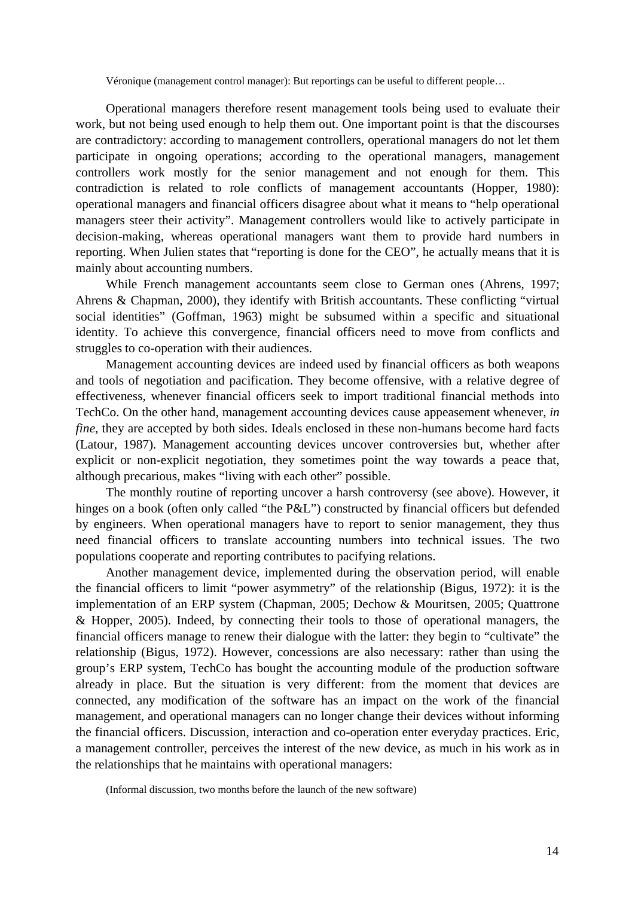Véronique (management control manager): But reportings can be useful to different people…

Operational managers therefore resent management tools being used to evaluate their work, but not being used enough to help them out. One important point is that the discourses are contradictory: according to management controllers, operational managers do not let them participate in ongoing operations; according to the operational managers, management controllers work mostly for the senior management and not enough for them. This contradiction is related to role conflicts of management accountants (Hopper, 1980): operational managers and financial officers disagree about what it means to "help operational managers steer their activity". Management controllers would like to actively participate in decision-making, whereas operational managers want them to provide hard numbers in reporting. When Julien states that "reporting is done for the CEO", he actually means that it is mainly about accounting numbers.

While French management accountants seem close to German ones (Ahrens, 1997; Ahrens & Chapman, 2000), they identify with British accountants. These conflicting "virtual social identities" (Goffman, 1963) might be subsumed within a specific and situational identity. To achieve this convergence, financial officers need to move from conflicts and struggles to co-operation with their audiences.

Management accounting devices are indeed used by financial officers as both weapons and tools of negotiation and pacification. They become offensive, with a relative degree of effectiveness, whenever financial officers seek to import traditional financial methods into TechCo. On the other hand, management accounting devices cause appeasement whenever, *in fine*, they are accepted by both sides. Ideals enclosed in these non-humans become hard facts (Latour, 1987). Management accounting devices uncover controversies but, whether after explicit or non-explicit negotiation, they sometimes point the way towards a peace that, although precarious, makes "living with each other" possible.

The monthly routine of reporting uncover a harsh controversy (see above). However, it hinges on a book (often only called "the P&L") constructed by financial officers but defended by engineers. When operational managers have to report to senior management, they thus need financial officers to translate accounting numbers into technical issues. The two populations cooperate and reporting contributes to pacifying relations.

Another management device, implemented during the observation period, will enable the financial officers to limit "power asymmetry" of the relationship (Bigus, 1972): it is the implementation of an ERP system (Chapman, 2005; Dechow & Mouritsen, 2005; Quattrone & Hopper, 2005). Indeed, by connecting their tools to those of operational managers, the financial officers manage to renew their dialogue with the latter: they begin to "cultivate" the relationship (Bigus, 1972). However, concessions are also necessary: rather than using the group's ERP system, TechCo has bought the accounting module of the production software already in place. But the situation is very different: from the moment that devices are connected, any modification of the software has an impact on the work of the financial management, and operational managers can no longer change their devices without informing the financial officers. Discussion, interaction and co-operation enter everyday practices. Eric, a management controller, perceives the interest of the new device, as much in his work as in the relationships that he maintains with operational managers:

(Informal discussion, two months before the launch of the new software)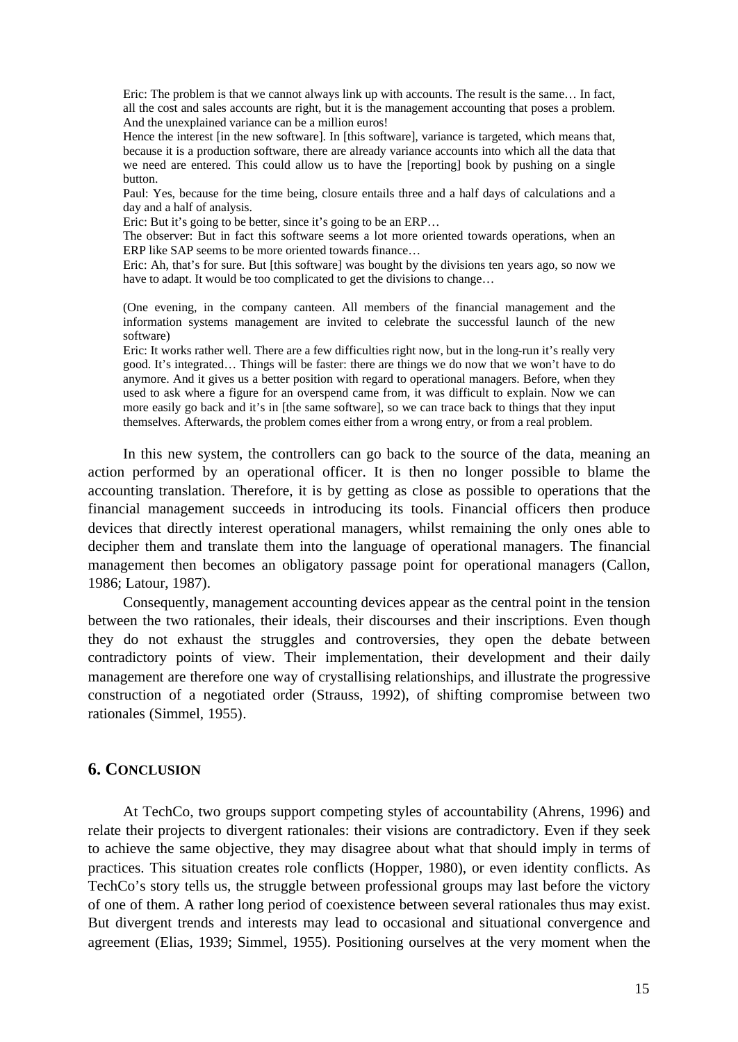> Eric: The problem is that we cannot always link up with accounts. The result is the same… In fact, all the cost and sales accounts are right, but it is the management accounting that poses a problem. And the unexplained variance can be a million euros!
>
> Hence the interest [in the new software]. In [this software], variance is targeted, which means that, because it is a production software, there are already variance accounts into which all the data that we need are entered. This could allow us to have the [reporting] book by pushing on a single button.
>
> Paul: Yes, because for the time being, closure entails three and a half days of calculations and a day and a half of analysis.
>
> Eric: But it's going to be better, since it's going to be an ERP…
>
> The observer: But in fact this software seems a lot more oriented towards operations, when an ERP like SAP seems to be more oriented towards finance…
>
> Eric: Ah, that's for sure. But [this software] was bought by the divisions ten years ago, so now we have to adapt. It would be too complicated to get the divisions to change…
>
> (One evening, in the company canteen. All members of the financial management and the information systems management are invited to celebrate the successful launch of the new software)
>
> Eric: It works rather well. There are a few difficulties right now, but in the long-run it's really very good. It's integrated… Things will be faster: there are things we do now that we won't have to do anymore. And it gives us a better position with regard to operational managers. Before, when they used to ask where a figure for an overspend came from, it was difficult to explain. Now we can more easily go back and it's in [the same software], so we can trace back to things that they input themselves. Afterwards, the problem comes either from a wrong entry, or from a real problem.

In this new system, the controllers can go back to the source of the data, meaning an action performed by an operational officer. It is then no longer possible to blame the accounting translation. Therefore, it is by getting as close as possible to operations that the financial management succeeds in introducing its tools. Financial officers then produce devices that directly interest operational managers, whilst remaining the only ones able to decipher them and translate them into the language of operational managers. The financial management then becomes an obligatory passage point for operational managers (Callon, 1986; Latour, 1987).

Consequently, management accounting devices appear as the central point in the tension between the two rationales, their ideals, their discourses and their inscriptions. Even though they do not exhaust the struggles and controversies, they open the debate between contradictory points of view. Their implementation, their development and their daily management are therefore one way of crystallising relationships, and illustrate the progressive construction of a negotiated order (Strauss, 1992), of shifting compromise between two rationales (Simmel, 1955).

## 6. Conclusion

At TechCo, two groups support competing styles of accountability (Ahrens, 1996) and relate their projects to divergent rationales: their visions are contradictory. Even if they seek to achieve the same objective, they may disagree about what that should imply in terms of practices. This situation creates role conflicts (Hopper, 1980), or even identity conflicts. As TechCo's story tells us, the struggle between professional groups may last before the victory of one of them. A rather long period of coexistence between several rationales thus may exist. But divergent trends and interests may lead to occasional and situational convergence and agreement (Elias, 1939; Simmel, 1955). Positioning ourselves at the very moment when the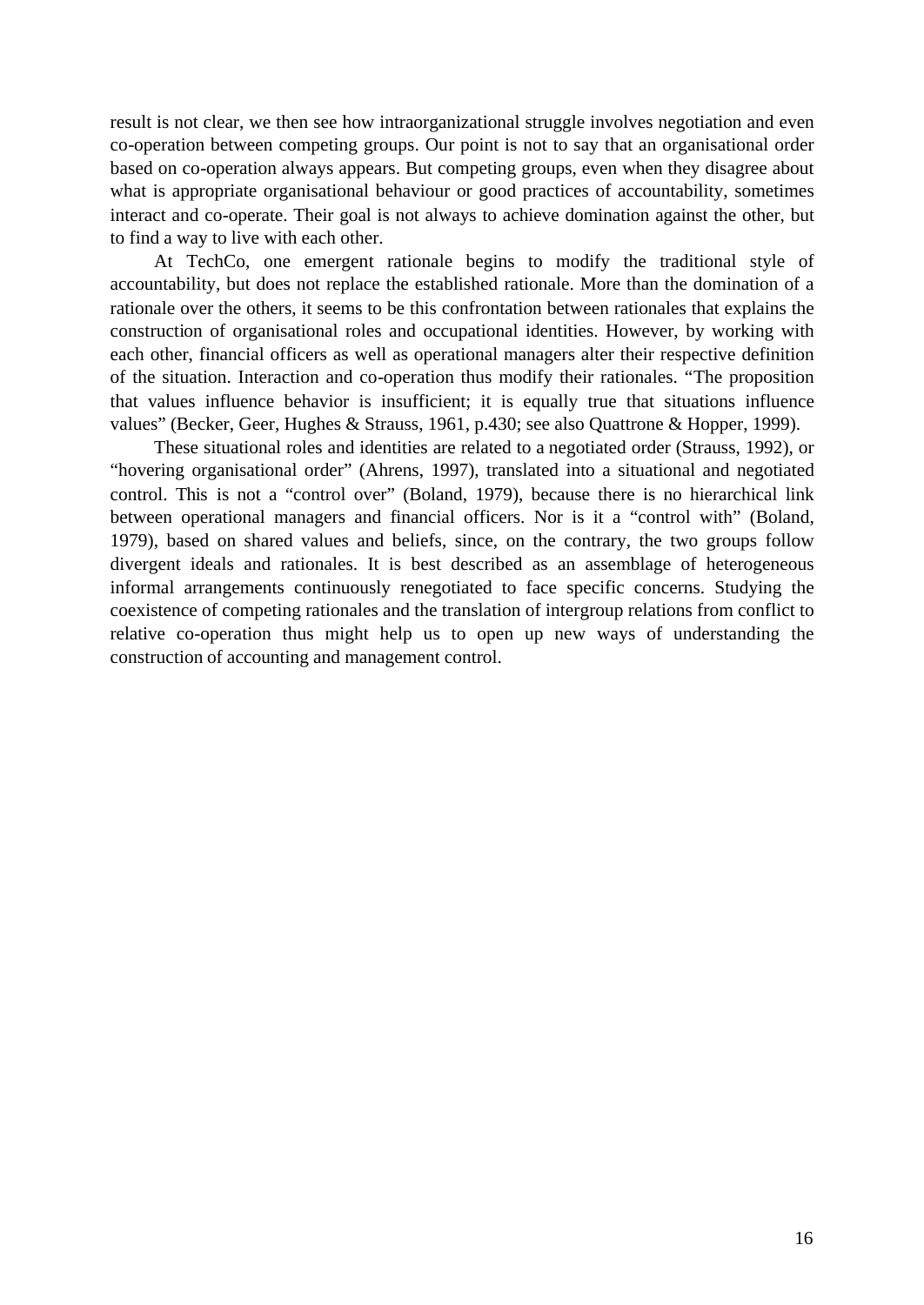result is not clear, we then see how intraorganizational struggle involves negotiation and even co-operation between competing groups. Our point is not to say that an organisational order based on co-operation always appears. But competing groups, even when they disagree about what is appropriate organisational behaviour or good practices of accountability, sometimes interact and co-operate. Their goal is not always to achieve domination against the other, but to find a way to live with each other.

At TechCo, one emergent rationale begins to modify the traditional style of accountability, but does not replace the established rationale. More than the domination of a rationale over the others, it seems to be this confrontation between rationales that explains the construction of organisational roles and occupational identities. However, by working with each other, financial officers as well as operational managers alter their respective definition of the situation. Interaction and co-operation thus modify their rationales. "The proposition that values influence behavior is insufficient; it is equally true that situations influence values" (Becker, Geer, Hughes & Strauss, 1961, p.430; see also Quattrone & Hopper, 1999).

These situational roles and identities are related to a negotiated order (Strauss, 1992), or "hovering organisational order" (Ahrens, 1997), translated into a situational and negotiated control. This is not a "control over" (Boland, 1979), because there is no hierarchical link between operational managers and financial officers. Nor is it a "control with" (Boland, 1979), based on shared values and beliefs, since, on the contrary, the two groups follow divergent ideals and rationales. It is best described as an assemblage of heterogeneous informal arrangements continuously renegotiated to face specific concerns. Studying the coexistence of competing rationales and the translation of intergroup relations from conflict to relative co-operation thus might help us to open up new ways of understanding the construction of accounting and management control.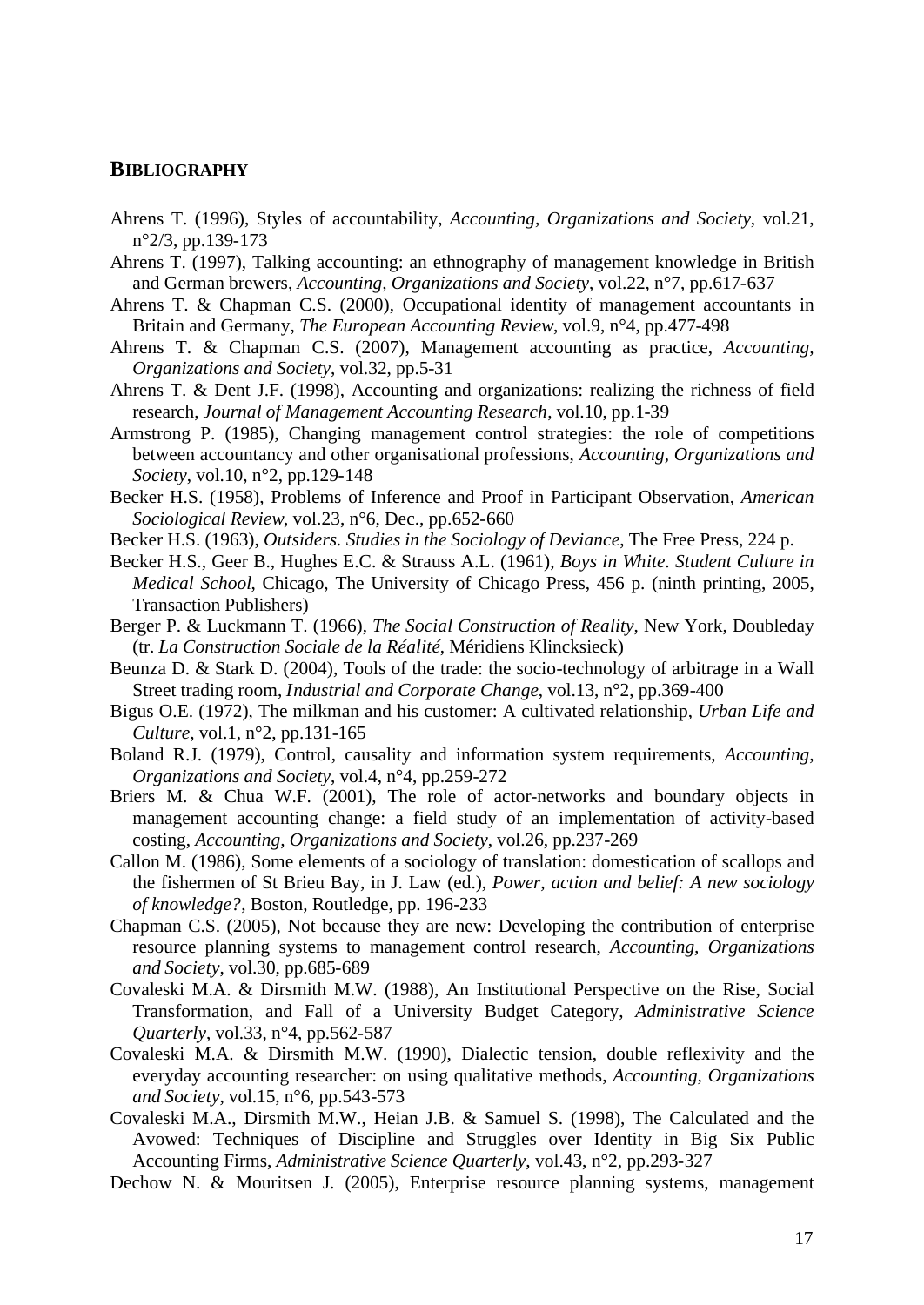## BIBLIOGRAPHY

Ahrens T. (1996), Styles of accountability, *Accounting, Organizations and Society*, vol.21, n°2/3, pp.139-173

Ahrens T. (1997), Talking accounting: an ethnography of management knowledge in British and German brewers, *Accounting, Organizations and Society*, vol.22, n°7, pp.617-637

Ahrens T. & Chapman C.S. (2000), Occupational identity of management accountants in Britain and Germany, *The European Accounting Review*, vol.9, n°4, pp.477-498

Ahrens T. & Chapman C.S. (2007), Management accounting as practice, *Accounting, Organizations and Society*, vol.32, pp.5-31

Ahrens T. & Dent J.F. (1998), Accounting and organizations: realizing the richness of field research, *Journal of Management Accounting Research*, vol.10, pp.1-39

Armstrong P. (1985), Changing management control strategies: the role of competitions between accountancy and other organisational professions, *Accounting, Organizations and Society*, vol.10, n°2, pp.129-148

Becker H.S. (1958), Problems of Inference and Proof in Participant Observation, *American Sociological Review*, vol.23, n°6, Dec., pp.652-660

Becker H.S. (1963), *Outsiders. Studies in the Sociology of Deviance*, The Free Press, 224 p.

Becker H.S., Geer B., Hughes E.C. & Strauss A.L. (1961), *Boys in White. Student Culture in Medical School*, Chicago, The University of Chicago Press, 456 p. (ninth printing, 2005, Transaction Publishers)

Berger P. & Luckmann T. (1966), *The Social Construction of Reality*, New York, Doubleday (tr. *La Construction Sociale de la Réalité*, Méridiens Klincksieck)

Beunza D. & Stark D. (2004), Tools of the trade: the socio-technology of arbitrage in a Wall Street trading room, *Industrial and Corporate Change*, vol.13, n°2, pp.369-400

Bigus O.E. (1972), The milkman and his customer: A cultivated relationship, *Urban Life and Culture*, vol.1, n°2, pp.131-165

Boland R.J. (1979), Control, causality and information system requirements, *Accounting, Organizations and Society*, vol.4, n°4, pp.259-272

Briers M. & Chua W.F. (2001), The role of actor-networks and boundary objects in management accounting change: a field study of an implementation of activity-based costing, *Accounting, Organizations and Society*, vol.26, pp.237-269

Callon M. (1986), Some elements of a sociology of translation: domestication of scallops and the fishermen of St Brieu Bay, in J. Law (ed.), *Power, action and belief: A new sociology of knowledge?*, Boston, Routledge, pp. 196-233

Chapman C.S. (2005), Not because they are new: Developing the contribution of enterprise resource planning systems to management control research, *Accounting, Organizations and Society*, vol.30, pp.685-689

Covaleski M.A. & Dirsmith M.W. (1988), An Institutional Perspective on the Rise, Social Transformation, and Fall of a University Budget Category, *Administrative Science Quarterly*, vol.33, n°4, pp.562-587

Covaleski M.A. & Dirsmith M.W. (1990), Dialectic tension, double reflexivity and the everyday accounting researcher: on using qualitative methods, *Accounting, Organizations and Society*, vol.15, n°6, pp.543-573

Covaleski M.A., Dirsmith M.W., Heian J.B. & Samuel S. (1998), The Calculated and the Avowed: Techniques of Discipline and Struggles over Identity in Big Six Public Accounting Firms, *Administrative Science Quarterly*, vol.43, n°2, pp.293-327

Dechow N. & Mouritsen J. (2005), Enterprise resource planning systems, management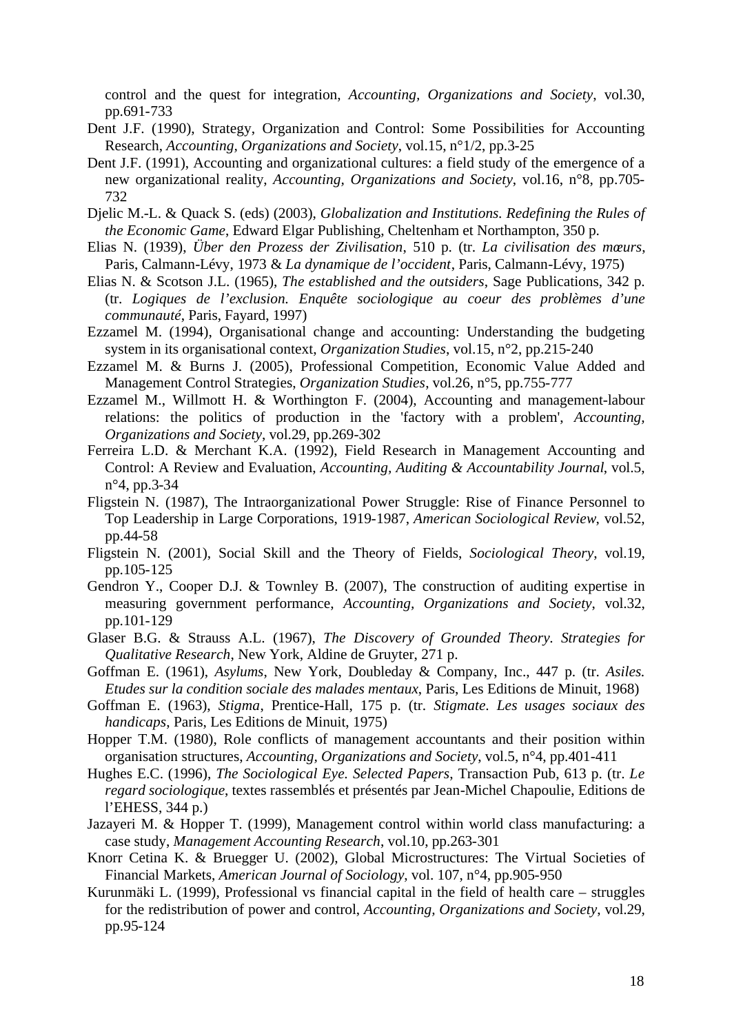control and the quest for integration, *Accounting, Organizations and Society*, vol.30, pp.691-733

Dent J.F. (1990), Strategy, Organization and Control: Some Possibilities for Accounting Research, *Accounting, Organizations and Society*, vol.15, n°1/2, pp.3-25

Dent J.F. (1991), Accounting and organizational cultures: a field study of the emergence of a new organizational reality, *Accounting, Organizations and Society*, vol.16, n°8, pp.705-732

Djelic M.-L. & Quack S. (eds) (2003), *Globalization and Institutions. Redefining the Rules of the Economic Game*, Edward Elgar Publishing, Cheltenham et Northampton, 350 p.

Elias N. (1939), *Über den Prozess der Zivilisation*, 510 p. (tr. *La civilisation des mœurs*, Paris, Calmann-Lévy, 1973 & *La dynamique de l'occident*, Paris, Calmann-Lévy, 1975)

Elias N. & Scotson J.L. (1965), *The established and the outsiders*, Sage Publications, 342 p. (tr. *Logiques de l'exclusion. Enquête sociologique au coeur des problèmes d'une communauté*, Paris, Fayard, 1997)

Ezzamel M. (1994), Organisational change and accounting: Understanding the budgeting system in its organisational context, *Organization Studies*, vol.15, n°2, pp.215-240

Ezzamel M. & Burns J. (2005), Professional Competition, Economic Value Added and Management Control Strategies, *Organization Studies*, vol.26, n°5, pp.755-777

Ezzamel M., Willmott H. & Worthington F. (2004), Accounting and management-labour relations: the politics of production in the 'factory with a problem', *Accounting, Organizations and Society*, vol.29, pp.269-302

Ferreira L.D. & Merchant K.A. (1992), Field Research in Management Accounting and Control: A Review and Evaluation, *Accounting, Auditing & Accountability Journal*, vol.5, n°4, pp.3-34

Fligstein N. (1987), The Intraorganizational Power Struggle: Rise of Finance Personnel to Top Leadership in Large Corporations, 1919-1987, *American Sociological Review*, vol.52, pp.44-58

Fligstein N. (2001), Social Skill and the Theory of Fields, *Sociological Theory*, vol.19, pp.105-125

Gendron Y., Cooper D.J. & Townley B. (2007), The construction of auditing expertise in measuring government performance, *Accounting, Organizations and Society*, vol.32, pp.101-129

Glaser B.G. & Strauss A.L. (1967), *The Discovery of Grounded Theory. Strategies for Qualitative Research*, New York, Aldine de Gruyter, 271 p.

Goffman E. (1961), *Asylums*, New York, Doubleday & Company, Inc., 447 p. (tr. *Asiles. Etudes sur la condition sociale des malades mentaux*, Paris, Les Editions de Minuit, 1968)

Goffman E. (1963), *Stigma*, Prentice-Hall, 175 p. (tr. *Stigmate. Les usages sociaux des handicaps*, Paris, Les Editions de Minuit, 1975)

Hopper T.M. (1980), Role conflicts of management accountants and their position within organisation structures, *Accounting, Organizations and Society*, vol.5, n°4, pp.401-411

Hughes E.C. (1996), *The Sociological Eye. Selected Papers*, Transaction Pub, 613 p. (tr. *Le regard sociologique*, textes rassemblés et présentés par Jean-Michel Chapoulie, Editions de l'EHESS, 344 p.)

Jazayeri M. & Hopper T. (1999), Management control within world class manufacturing: a case study, *Management Accounting Research*, vol.10, pp.263-301

Knorr Cetina K. & Bruegger U. (2002), Global Microstructures: The Virtual Societies of Financial Markets, *American Journal of Sociology*, vol. 107, n°4, pp.905-950

Kurunmäki L. (1999), Professional vs financial capital in the field of health care – struggles for the redistribution of power and control, *Accounting, Organizations and Society*, vol.29, pp.95-124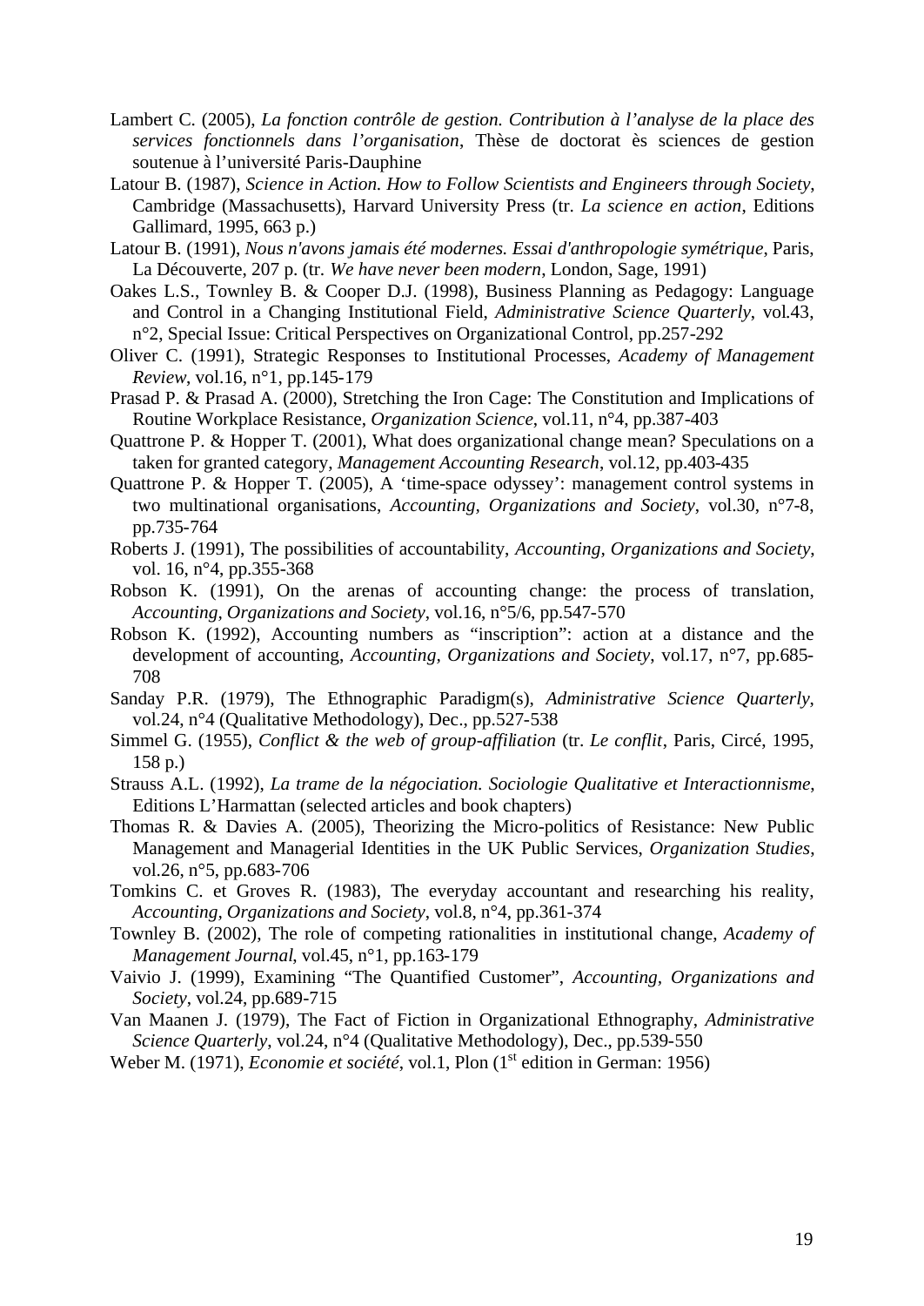Lambert C. (2005), *La fonction contrôle de gestion. Contribution à l'analyse de la place des services fonctionnels dans l'organisation*, Thèse de doctorat ès sciences de gestion soutenue à l'université Paris-Dauphine

Latour B. (1987), *Science in Action. How to Follow Scientists and Engineers through Society*, Cambridge (Massachusetts), Harvard University Press (tr. *La science en action*, Editions Gallimard, 1995, 663 p.)

Latour B. (1991), *Nous n'avons jamais été modernes. Essai d'anthropologie symétrique*, Paris, La Découverte, 207 p. (tr. *We have never been modern*, London, Sage, 1991)

Oakes L.S., Townley B. & Cooper D.J. (1998), Business Planning as Pedagogy: Language and Control in a Changing Institutional Field, *Administrative Science Quarterly*, vol.43, n°2, Special Issue: Critical Perspectives on Organizational Control, pp.257-292

Oliver C. (1991), Strategic Responses to Institutional Processes, *Academy of Management Review*, vol.16, n°1, pp.145-179

Prasad P. & Prasad A. (2000), Stretching the Iron Cage: The Constitution and Implications of Routine Workplace Resistance, *Organization Science*, vol.11, n°4, pp.387-403

Quattrone P. & Hopper T. (2001), What does organizational change mean? Speculations on a taken for granted category, *Management Accounting Research*, vol.12, pp.403-435

Quattrone P. & Hopper T. (2005), A 'time-space odyssey': management control systems in two multinational organisations, *Accounting, Organizations and Society*, vol.30, n°7-8, pp.735-764

Roberts J. (1991), The possibilities of accountability, *Accounting, Organizations and Society*, vol. 16, n°4, pp.355-368

Robson K. (1991), On the arenas of accounting change: the process of translation, *Accounting, Organizations and Society*, vol.16, n°5/6, pp.547-570

Robson K. (1992), Accounting numbers as "inscription": action at a distance and the development of accounting, *Accounting, Organizations and Society*, vol.17, n°7, pp.685-708

Sanday P.R. (1979), The Ethnographic Paradigm(s), *Administrative Science Quarterly*, vol.24, n°4 (Qualitative Methodology), Dec., pp.527-538

Simmel G. (1955), *Conflict & the web of group-affiliation* (tr. *Le conflit*, Paris, Circé, 1995, 158 p.)

Strauss A.L. (1992), *La trame de la négociation. Sociologie Qualitative et Interactionnisme*, Editions L'Harmattan (selected articles and book chapters)

Thomas R. & Davies A. (2005), Theorizing the Micro-politics of Resistance: New Public Management and Managerial Identities in the UK Public Services, *Organization Studies*, vol.26, n°5, pp.683-706

Tomkins C. et Groves R. (1983), The everyday accountant and researching his reality, *Accounting, Organizations and Society*, vol.8, n°4, pp.361-374

Townley B. (2002), The role of competing rationalities in institutional change, *Academy of Management Journal*, vol.45, n°1, pp.163-179

Vaivio J. (1999), Examining "The Quantified Customer", *Accounting, Organizations and Society*, vol.24, pp.689-715

Van Maanen J. (1979), The Fact of Fiction in Organizational Ethnography, *Administrative Science Quarterly*, vol.24, n°4 (Qualitative Methodology), Dec., pp.539-550

Weber M. (1971), *Economie et société*, vol.1, Plon (1st edition in German: 1956)